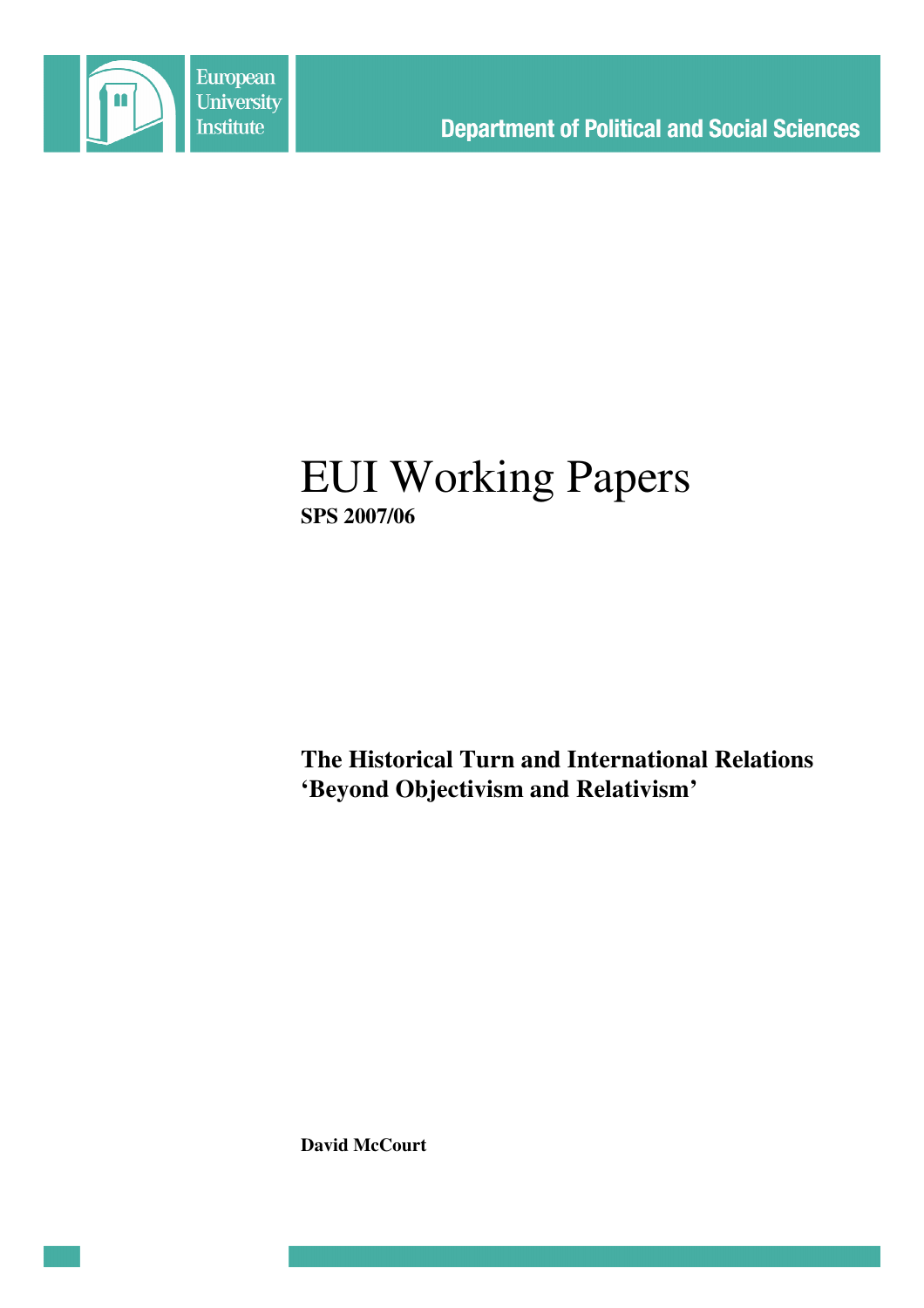European University Institute

Department of Political and Social Sciences

# EUI Working Papers

**SPS 2007/06**

**The Historical Turn and International Relations 'Beyond Objectivism and Relativism'**

**David McCourt**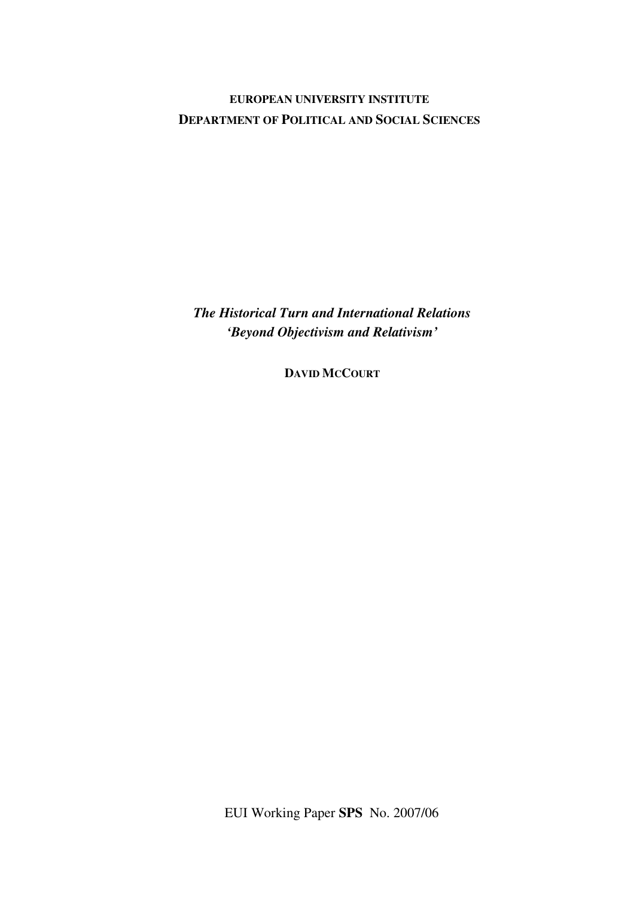**EUROPEAN UNIVERSITY INSTITUTE**
**DEPARTMENT OF POLITICAL AND SOCIAL SCIENCES**

***The Historical Turn and International Relations***
***'Beyond Objectivism and Relativism'***

**DAVID MCCOURT**

EUI Working Paper **SPS** No. 2007/06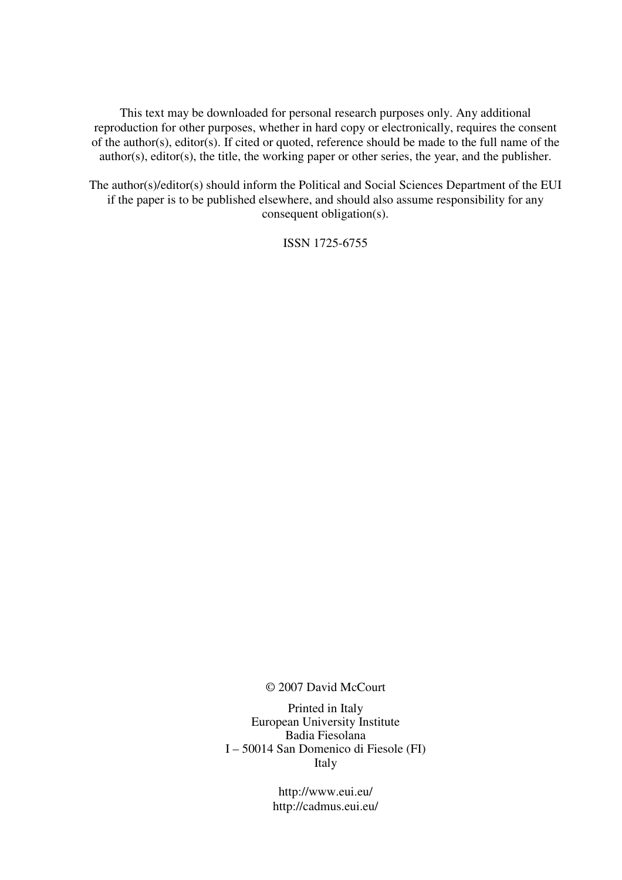This text may be downloaded for personal research purposes only. Any additional reproduction for other purposes, whether in hard copy or electronically, requires the consent of the author(s), editor(s). If cited or quoted, reference should be made to the full name of the author(s), editor(s), the title, the working paper or other series, the year, and the publisher.

The author(s)/editor(s) should inform the Political and Social Sciences Department of the EUI if the paper is to be published elsewhere, and should also assume responsibility for any consequent obligation(s).

ISSN 1725-6755

© 2007 David McCourt

Printed in Italy
European University Institute
Badia Fiesolana
I – 50014 San Domenico di Fiesole (FI)
Italy

http://www.eui.eu/
http://cadmus.eui.eu/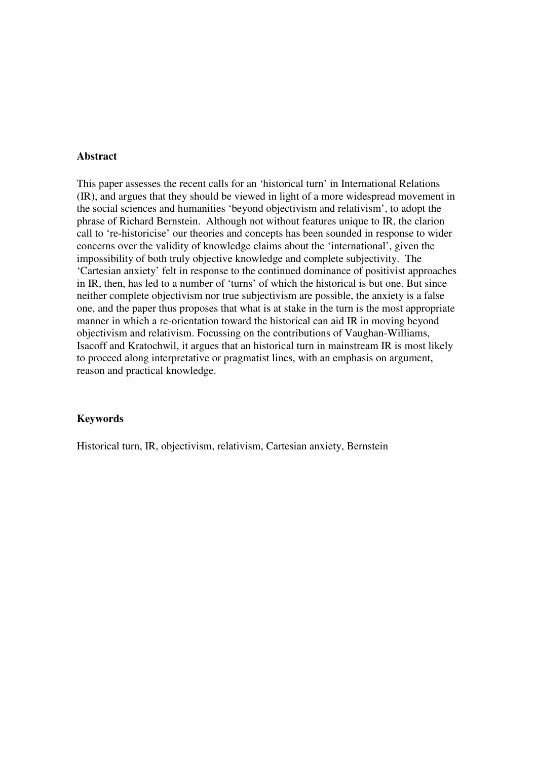**Abstract**

This paper assesses the recent calls for an 'historical turn' in International Relations (IR), and argues that they should be viewed in light of a more widespread movement in the social sciences and humanities 'beyond objectivism and relativism', to adopt the phrase of Richard Bernstein. Although not without features unique to IR, the clarion call to 're-historicise' our theories and concepts has been sounded in response to wider concerns over the validity of knowledge claims about the 'international', given the impossibility of both truly objective knowledge and complete subjectivity. The 'Cartesian anxiety' felt in response to the continued dominance of positivist approaches in IR, then, has led to a number of 'turns' of which the historical is but one. But since neither complete objectivism nor true subjectivism are possible, the anxiety is a false one, and the paper thus proposes that what is at stake in the turn is the most appropriate manner in which a re-orientation toward the historical can aid IR in moving beyond objectivism and relativism. Focussing on the contributions of Vaughan-Williams, Isacoff and Kratochwil, it argues that an historical turn in mainstream IR is most likely to proceed along interpretative or pragmatist lines, with an emphasis on argument, reason and practical knowledge.

**Keywords**

Historical turn, IR, objectivism, relativism, Cartesian anxiety, Bernstein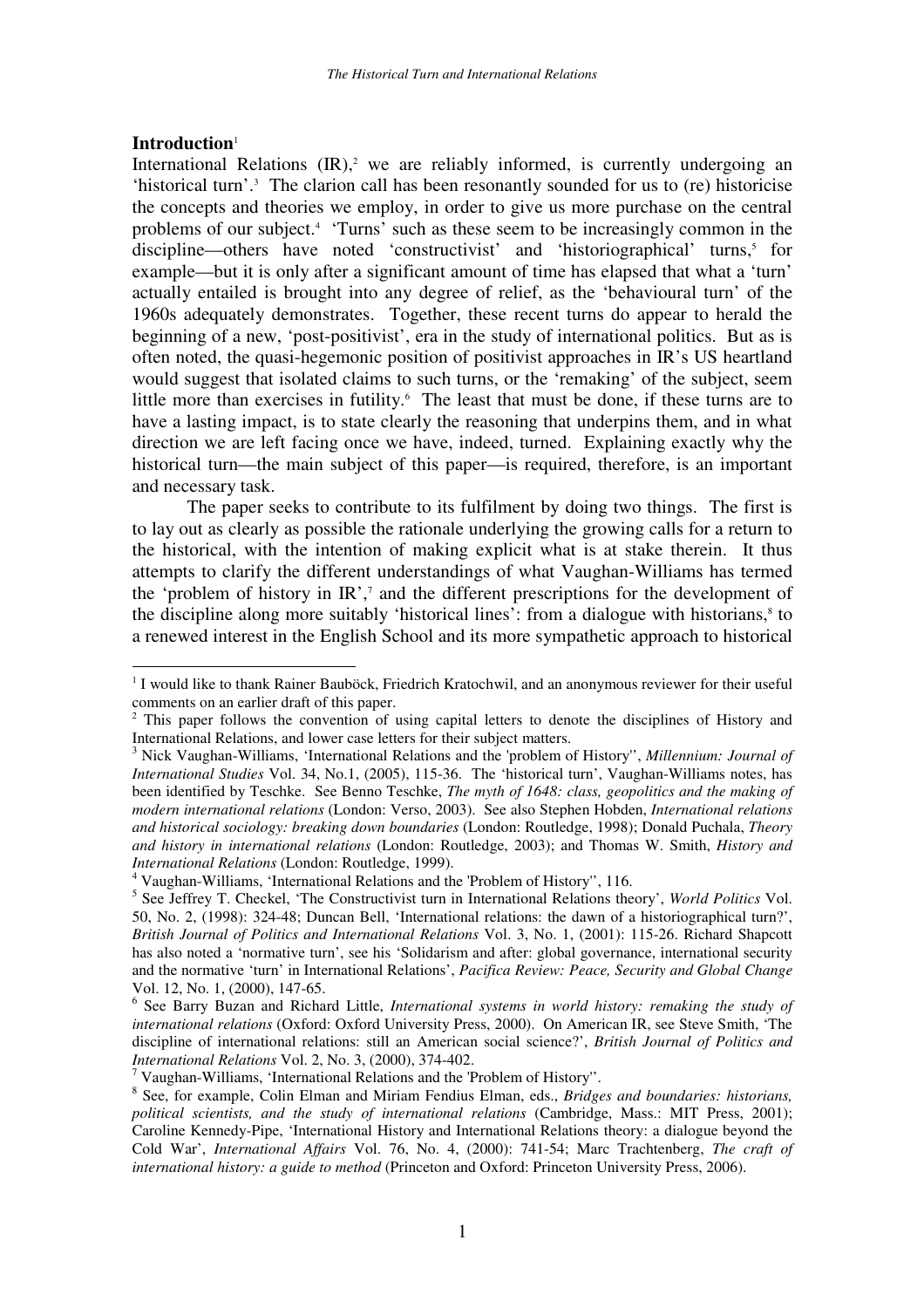## Introduction[1]

International Relations (IR),[2] we are reliably informed, is currently undergoing an 'historical turn'.[3] The clarion call has been resonantly sounded for us to (re) historicise the concepts and theories we employ, in order to give us more purchase on the central problems of our subject.[4] 'Turns' such as these seem to be increasingly common in the discipline—others have noted 'constructivist' and 'historiographical' turns,[5] for example—but it is only after a significant amount of time has elapsed that what a 'turn' actually entailed is brought into any degree of relief, as the 'behavioural turn' of the 1960s adequately demonstrates. Together, these recent turns do appear to herald the beginning of a new, 'post-positivist', era in the study of international politics. But as is often noted, the quasi-hegemonic position of positivist approaches in IR's US heartland would suggest that isolated claims to such turns, or the 'remaking' of the subject, seem little more than exercises in futility.[6] The least that must be done, if these turns are to have a lasting impact, is to state clearly the reasoning that underpins them, and in what direction we are left facing once we have, indeed, turned. Explaining exactly why the historical turn—the main subject of this paper—is required, therefore, is an important and necessary task.

The paper seeks to contribute to its fulfilment by doing two things. The first is to lay out as clearly as possible the rationale underlying the growing calls for a return to the historical, with the intention of making explicit what is at stake therein. It thus attempts to clarify the different understandings of what Vaughan-Williams has termed the 'problem of history in IR',[7] and the different prescriptions for the development of the discipline along more suitably 'historical lines': from a dialogue with historians,[8] to a renewed interest in the English School and its more sympathetic approach to historical

---

[1] I would like to thank Rainer Bauböck, Friedrich Kratochwil, and an anonymous reviewer for their useful comments on an earlier draft of this paper.

[2] This paper follows the convention of using capital letters to denote the disciplines of History and International Relations, and lower case letters for their subject matters.

[3] Nick Vaughan-Williams, 'International Relations and the 'problem of History'', *Millennium: Journal of International Studies* Vol. 34, No.1, (2005), 115-36. The 'historical turn', Vaughan-Williams notes, has been identified by Teschke. See Benno Teschke, *The myth of 1648: class, geopolitics and the making of modern international relations* (London: Verso, 2003). See also Stephen Hobden, *International relations and historical sociology: breaking down boundaries* (London: Routledge, 1998); Donald Puchala, *Theory and history in international relations* (London: Routledge, 2003); and Thomas W. Smith, *History and International Relations* (London: Routledge, 1999).

[4] Vaughan-Williams, 'International Relations and the 'Problem of History'', 116.

[5] See Jeffrey T. Checkel, 'The Constructivist turn in International Relations theory', *World Politics* Vol. 50, No. 2, (1998): 324-48; Duncan Bell, 'International relations: the dawn of a historiographical turn?', *British Journal of Politics and International Relations* Vol. 3, No. 1, (2001): 115-26. Richard Shapcott has also noted a 'normative turn', see his 'Solidarism and after: global governance, international security and the normative 'turn' in International Relations', *Pacifica Review: Peace, Security and Global Change* Vol. 12, No. 1, (2000), 147-65.

[6] See Barry Buzan and Richard Little, *International systems in world history: remaking the study of international relations* (Oxford: Oxford University Press, 2000). On American IR, see Steve Smith, 'The discipline of international relations: still an American social science?', *British Journal of Politics and International Relations* Vol. 2, No. 3, (2000), 374-402.

[7] Vaughan-Williams, 'International Relations and the 'Problem of History''.

[8] See, for example, Colin Elman and Miriam Fendius Elman, eds., *Bridges and boundaries: historians, political scientists, and the study of international relations* (Cambridge, Mass.: MIT Press, 2001); Caroline Kennedy-Pipe, 'International History and International Relations theory: a dialogue beyond the Cold War', *International Affairs* Vol. 76, No. 4, (2000): 741-54; Marc Trachtenberg, *The craft of international history: a guide to method* (Princeton and Oxford: Princeton University Press, 2006).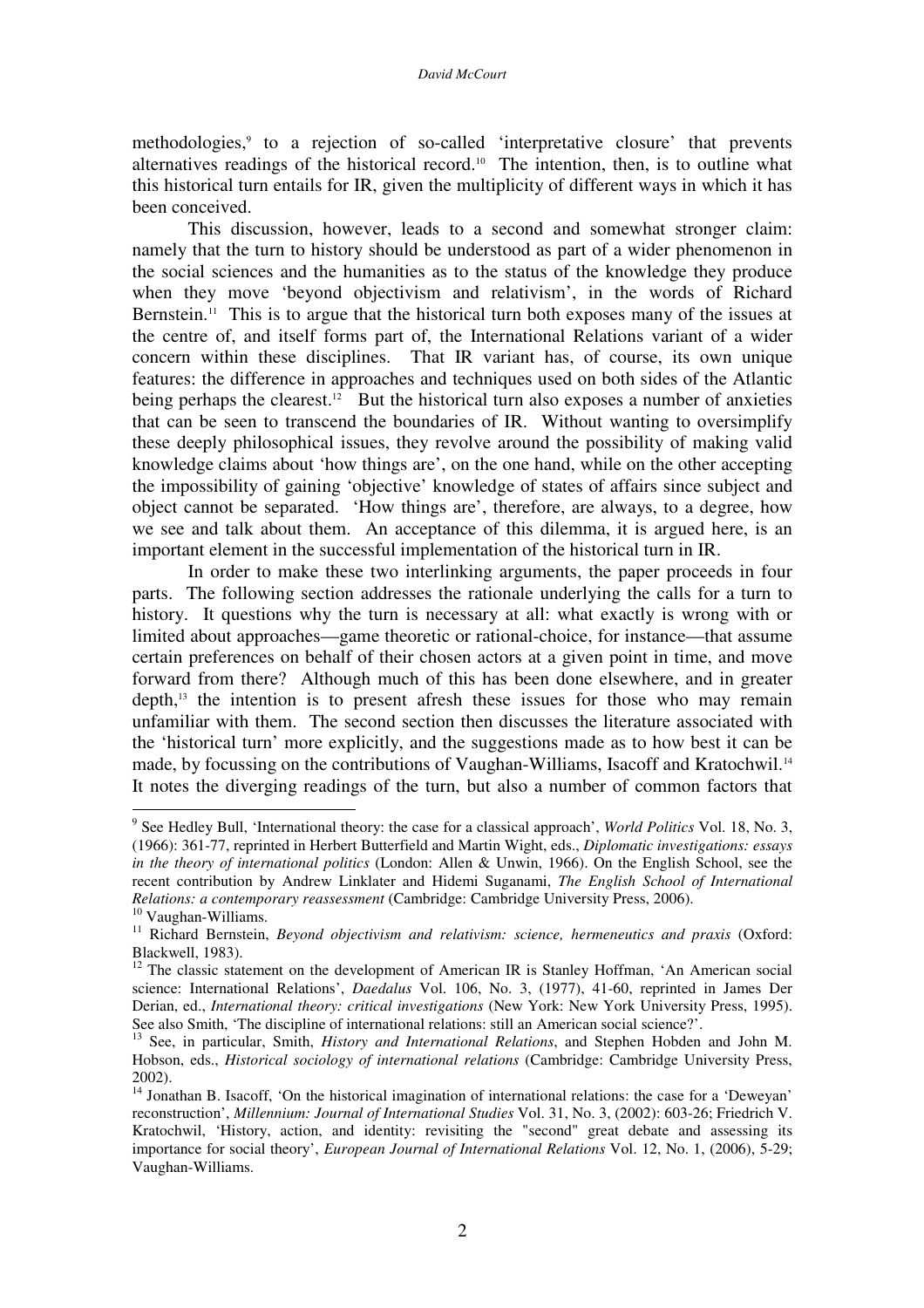methodologies,[9] to a rejection of so-called 'interpretative closure' that prevents alternatives readings of the historical record.[10] The intention, then, is to outline what this historical turn entails for IR, given the multiplicity of different ways in which it has been conceived.

This discussion, however, leads to a second and somewhat stronger claim: namely that the turn to history should be understood as part of a wider phenomenon in the social sciences and the humanities as to the status of the knowledge they produce when they move 'beyond objectivism and relativism', in the words of Richard Bernstein.[11] This is to argue that the historical turn both exposes many of the issues at the centre of, and itself forms part of, the International Relations variant of a wider concern within these disciplines. That IR variant has, of course, its own unique features: the difference in approaches and techniques used on both sides of the Atlantic being perhaps the clearest.[12] But the historical turn also exposes a number of anxieties that can be seen to transcend the boundaries of IR. Without wanting to oversimplify these deeply philosophical issues, they revolve around the possibility of making valid knowledge claims about 'how things are', on the one hand, while on the other accepting the impossibility of gaining 'objective' knowledge of states of affairs since subject and object cannot be separated. 'How things are', therefore, are always, to a degree, how we see and talk about them. An acceptance of this dilemma, it is argued here, is an important element in the successful implementation of the historical turn in IR.

In order to make these two interlinking arguments, the paper proceeds in four parts. The following section addresses the rationale underlying the calls for a turn to history. It questions why the turn is necessary at all: what exactly is wrong with or limited about approaches—game theoretic or rational-choice, for instance—that assume certain preferences on behalf of their chosen actors at a given point in time, and move forward from there? Although much of this has been done elsewhere, and in greater depth,[13] the intention is to present afresh these issues for those who may remain unfamiliar with them. The second section then discusses the literature associated with the 'historical turn' more explicitly, and the suggestions made as to how best it can be made, by focussing on the contributions of Vaughan-Williams, Isacoff and Kratochwil.[14] It notes the diverging readings of the turn, but also a number of common factors that

---

[9] See Hedley Bull, 'International theory: the case for a classical approach', *World Politics* Vol. 18, No. 3, (1966): 361-77, reprinted in Herbert Butterfield and Martin Wight, eds., *Diplomatic investigations: essays in the theory of international politics* (London: Allen & Unwin, 1966). On the English School, see the recent contribution by Andrew Linklater and Hidemi Suganami, *The English School of International Relations: a contemporary reassessment* (Cambridge: Cambridge University Press, 2006).

[10] Vaughan-Williams.

[11] Richard Bernstein, *Beyond objectivism and relativism: science, hermeneutics and praxis* (Oxford: Blackwell, 1983).

[12] The classic statement on the development of American IR is Stanley Hoffman, 'An American social science: International Relations', *Daedalus* Vol. 106, No. 3, (1977), 41-60, reprinted in James Der Derian, ed., *International theory: critical investigations* (New York: New York University Press, 1995). See also Smith, 'The discipline of international relations: still an American social science?'.

[13] See, in particular, Smith, *History and International Relations*, and Stephen Hobden and John M. Hobson, eds., *Historical sociology of international relations* (Cambridge: Cambridge University Press, 2002).

[14] Jonathan B. Isacoff, 'On the historical imagination of international relations: the case for a 'Deweyan' reconstruction', *Millennium: Journal of International Studies* Vol. 31, No. 3, (2002): 603-26; Friedrich V. Kratochwil, 'History, action, and identity: revisiting the "second" great debate and assessing its importance for social theory', *European Journal of International Relations* Vol. 12, No. 1, (2006), 5-29; Vaughan-Williams.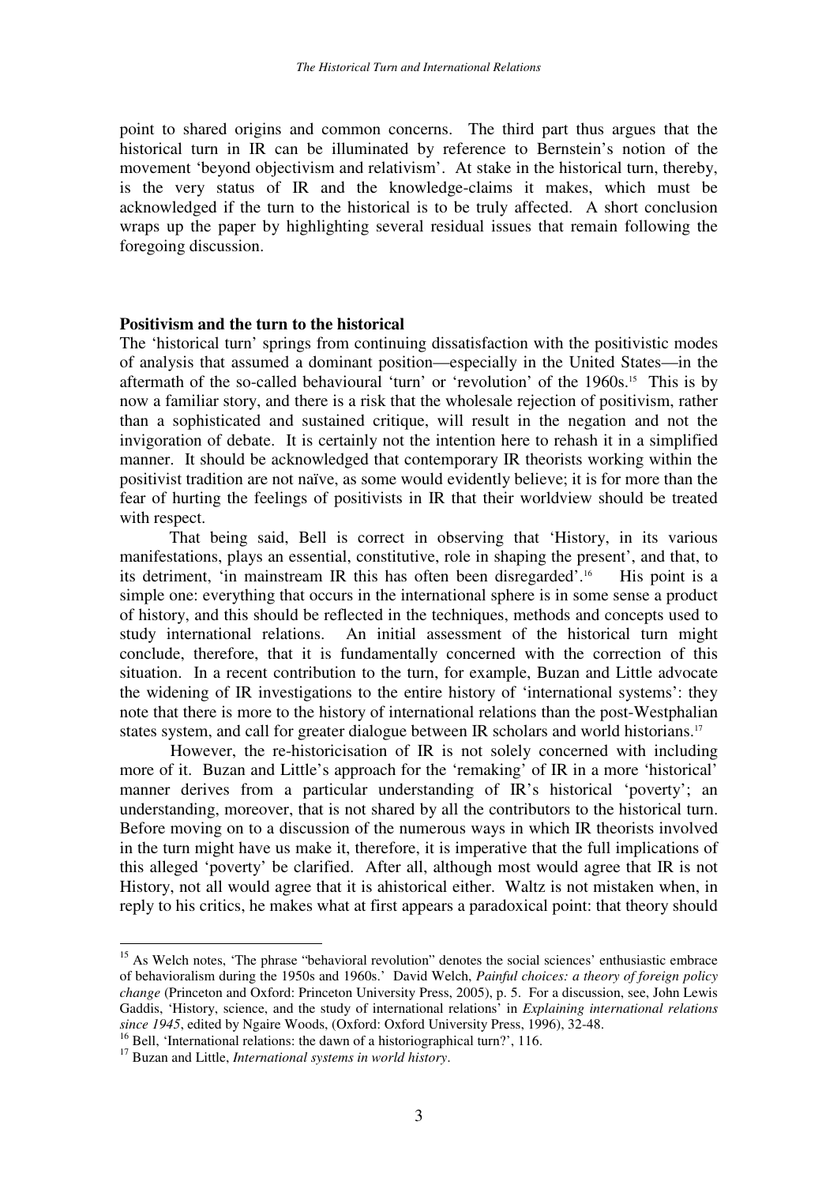point to shared origins and common concerns. The third part thus argues that the historical turn in IR can be illuminated by reference to Bernstein's notion of the movement 'beyond objectivism and relativism'. At stake in the historical turn, thereby, is the very status of IR and the knowledge-claims it makes, which must be acknowledged if the turn to the historical is to be truly affected. A short conclusion wraps up the paper by highlighting several residual issues that remain following the foregoing discussion.

## Positivism and the turn to the historical

The 'historical turn' springs from continuing dissatisfaction with the positivistic modes of analysis that assumed a dominant position—especially in the United States—in the aftermath of the so-called behavioural 'turn' or 'revolution' of the 1960s.[15] This is by now a familiar story, and there is a risk that the wholesale rejection of positivism, rather than a sophisticated and sustained critique, will result in the negation and not the invigoration of debate. It is certainly not the intention here to rehash it in a simplified manner. It should be acknowledged that contemporary IR theorists working within the positivist tradition are not naïve, as some would evidently believe; it is for more than the fear of hurting the feelings of positivists in IR that their worldview should be treated with respect.

That being said, Bell is correct in observing that 'History, in its various manifestations, plays an essential, constitutive, role in shaping the present', and that, to its detriment, 'in mainstream IR this has often been disregarded'.[16] His point is a simple one: everything that occurs in the international sphere is in some sense a product of history, and this should be reflected in the techniques, methods and concepts used to study international relations. An initial assessment of the historical turn might conclude, therefore, that it is fundamentally concerned with the correction of this situation. In a recent contribution to the turn, for example, Buzan and Little advocate the widening of IR investigations to the entire history of 'international systems': they note that there is more to the history of international relations than the post-Westphalian states system, and call for greater dialogue between IR scholars and world historians.[17]

However, the re-historicisation of IR is not solely concerned with including more of it. Buzan and Little's approach for the 'remaking' of IR in a more 'historical' manner derives from a particular understanding of IR's historical 'poverty'; an understanding, moreover, that is not shared by all the contributors to the historical turn. Before moving on to a discussion of the numerous ways in which IR theorists involved in the turn might have us make it, therefore, it is imperative that the full implications of this alleged 'poverty' be clarified. After all, although most would agree that IR is not History, not all would agree that it is ahistorical either. Waltz is not mistaken when, in reply to his critics, he makes what at first appears a paradoxical point: that theory should

---

[15] As Welch notes, 'The phrase "behavioral revolution" denotes the social sciences' enthusiastic embrace of behavioralism during the 1950s and 1960s.' David Welch, *Painful choices: a theory of foreign policy change* (Princeton and Oxford: Princeton University Press, 2005), p. 5. For a discussion, see, John Lewis Gaddis, 'History, science, and the study of international relations' in *Explaining international relations since 1945*, edited by Ngaire Woods, (Oxford: Oxford University Press, 1996), 32-48.

[16] Bell, 'International relations: the dawn of a historiographical turn?', 116.

[17] Buzan and Little, *International systems in world history*.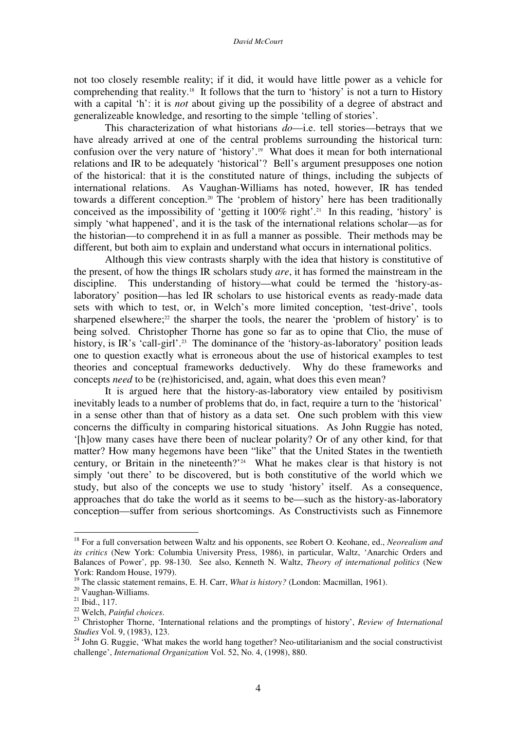not too closely resemble reality; if it did, it would have little power as a vehicle for comprehending that reality.[18] It follows that the turn to 'history' is not a turn to History with a capital 'h': it is *not* about giving up the possibility of a degree of abstract and generalizeable knowledge, and resorting to the simple 'telling of stories'.

This characterization of what historians *do*—i.e. tell stories—betrays that we have already arrived at one of the central problems surrounding the historical turn: confusion over the very nature of 'history'.[19] What does it mean for both international relations and IR to be adequately 'historical'? Bell's argument presupposes one notion of the historical: that it is the constituted nature of things, including the subjects of international relations. As Vaughan-Williams has noted, however, IR has tended towards a different conception.[20] The 'problem of history' here has been traditionally conceived as the impossibility of 'getting it 100% right'.[21] In this reading, 'history' is simply 'what happened', and it is the task of the international relations scholar—as for the historian—to comprehend it in as full a manner as possible. Their methods may be different, but both aim to explain and understand what occurs in international politics.

Although this view contrasts sharply with the idea that history is constitutive of the present, of how the things IR scholars study *are*, it has formed the mainstream in the discipline. This understanding of history—what could be termed the 'history-as-laboratory' position—has led IR scholars to use historical events as ready-made data sets with which to test, or, in Welch's more limited conception, 'test-drive', tools sharpened elsewhere;[22] the sharper the tools, the nearer the 'problem of history' is to being solved. Christopher Thorne has gone so far as to opine that Clio, the muse of history, is IR's 'call-girl'.[23] The dominance of the 'history-as-laboratory' position leads one to question exactly what is erroneous about the use of historical examples to test theories and conceptual frameworks deductively. Why do these frameworks and concepts *need* to be (re)historicised, and, again, what does this even mean?

It is argued here that the history-as-laboratory view entailed by positivism inevitably leads to a number of problems that do, in fact, require a turn to the 'historical' in a sense other than that of history as a data set. One such problem with this view concerns the difficulty in comparing historical situations. As John Ruggie has noted, '[h]ow many cases have there been of nuclear polarity? Or of any other kind, for that matter? How many hegemons have been "like" that the United States in the twentieth century, or Britain in the nineteenth?'[24] What he makes clear is that history is not simply 'out there' to be discovered, but is both constitutive of the world which we study, but also of the concepts we use to study 'history' itself. As a consequence, approaches that do take the world as it seems to be—such as the history-as-laboratory conception—suffer from serious shortcomings. As Constructivists such as Finnemore

---

[18] For a full conversation between Waltz and his opponents, see Robert O. Keohane, ed., *Neorealism and its critics* (New York: Columbia University Press, 1986), in particular, Waltz, 'Anarchic Orders and Balances of Power', pp. 98-130. See also, Kenneth N. Waltz, *Theory of international politics* (New York: Random House, 1979).

[19] The classic statement remains, E. H. Carr, *What is history?* (London: Macmillan, 1961).

[20] Vaughan-Williams.

[21] Ibid., 117.

[22] Welch, *Painful choices*.

[23] Christopher Thorne, 'International relations and the promptings of history', *Review of International Studies* Vol. 9, (1983), 123.

[24] John G. Ruggie, 'What makes the world hang together? Neo-utilitarianism and the social constructivist challenge', *International Organization* Vol. 52, No. 4, (1998), 880.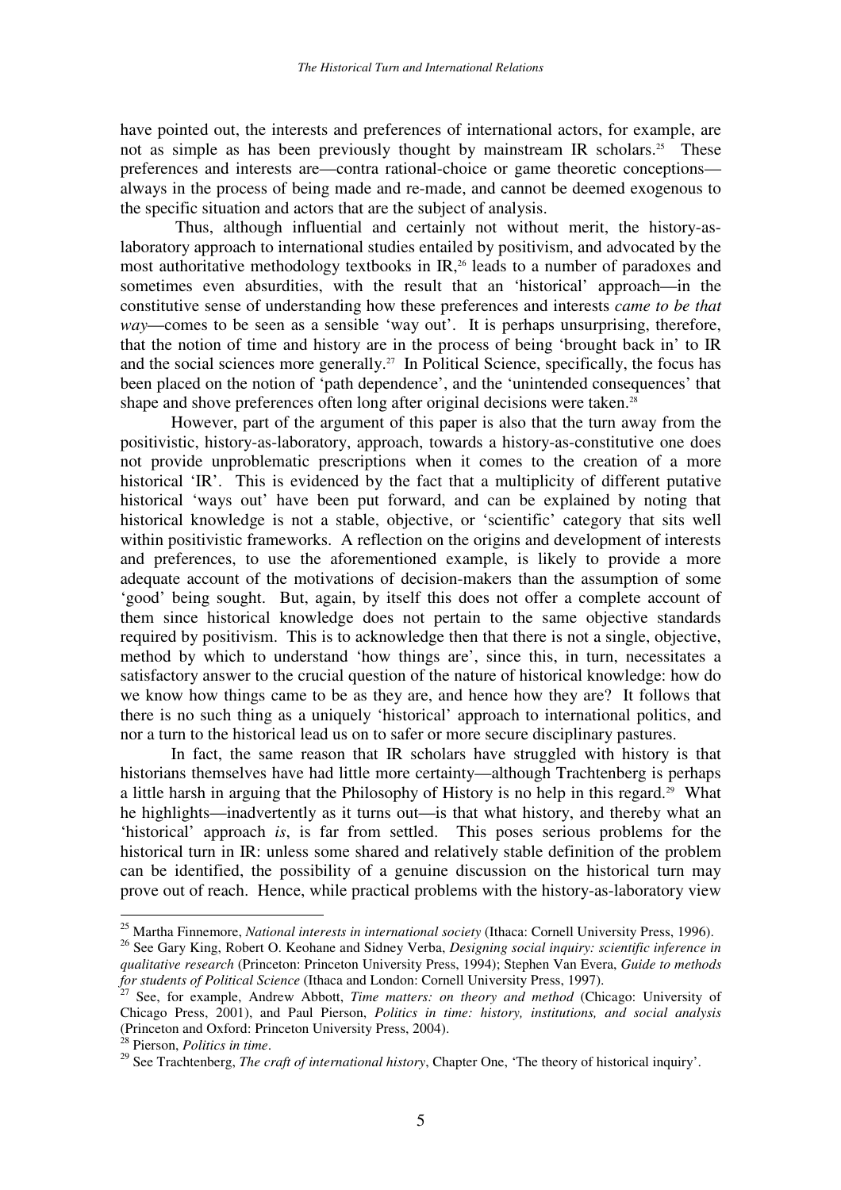have pointed out, the interests and preferences of international actors, for example, are not as simple as has been previously thought by mainstream IR scholars.[25] These preferences and interests are—contra rational-choice or game theoretic conceptions—always in the process of being made and re-made, and cannot be deemed exogenous to the specific situation and actors that are the subject of analysis.

Thus, although influential and certainly not without merit, the history-as-laboratory approach to international studies entailed by positivism, and advocated by the most authoritative methodology textbooks in IR,[26] leads to a number of paradoxes and sometimes even absurdities, with the result that an 'historical' approach—in the constitutive sense of understanding how these preferences and interests *came to be that way*—comes to be seen as a sensible 'way out'. It is perhaps unsurprising, therefore, that the notion of time and history are in the process of being 'brought back in' to IR and the social sciences more generally.[27] In Political Science, specifically, the focus has been placed on the notion of 'path dependence', and the 'unintended consequences' that shape and shove preferences often long after original decisions were taken.[28]

However, part of the argument of this paper is also that the turn away from the positivistic, history-as-laboratory, approach, towards a history-as-constitutive one does not provide unproblematic prescriptions when it comes to the creation of a more historical 'IR'. This is evidenced by the fact that a multiplicity of different putative historical 'ways out' have been put forward, and can be explained by noting that historical knowledge is not a stable, objective, or 'scientific' category that sits well within positivistic frameworks. A reflection on the origins and development of interests and preferences, to use the aforementioned example, is likely to provide a more adequate account of the motivations of decision-makers than the assumption of some 'good' being sought. But, again, by itself this does not offer a complete account of them since historical knowledge does not pertain to the same objective standards required by positivism. This is to acknowledge then that there is not a single, objective, method by which to understand 'how things are', since this, in turn, necessitates a satisfactory answer to the crucial question of the nature of historical knowledge: how do we know how things came to be as they are, and hence how they are? It follows that there is no such thing as a uniquely 'historical' approach to international politics, and nor a turn to the historical lead us on to safer or more secure disciplinary pastures.

In fact, the same reason that IR scholars have struggled with history is that historians themselves have had little more certainty—although Trachtenberg is perhaps a little harsh in arguing that the Philosophy of History is no help in this regard.[29] What he highlights—inadvertently as it turns out—is that what history, and thereby what an 'historical' approach *is*, is far from settled. This poses serious problems for the historical turn in IR: unless some shared and relatively stable definition of the problem can be identified, the possibility of a genuine discussion on the historical turn may prove out of reach. Hence, while practical problems with the history-as-laboratory view

---

[25] Martha Finnemore, *National interests in international society* (Ithaca: Cornell University Press, 1996).

[26] See Gary King, Robert O. Keohane and Sidney Verba, *Designing social inquiry: scientific inference in qualitative research* (Princeton: Princeton University Press, 1994); Stephen Van Evera, *Guide to methods for students of Political Science* (Ithaca and London: Cornell University Press, 1997).

[27] See, for example, Andrew Abbott, *Time matters: on theory and method* (Chicago: University of Chicago Press, 2001), and Paul Pierson, *Politics in time: history, institutions, and social analysis* (Princeton and Oxford: Princeton University Press, 2004).

[28] Pierson, *Politics in time*.

[29] See Trachtenberg, *The craft of international history*, Chapter One, 'The theory of historical inquiry'.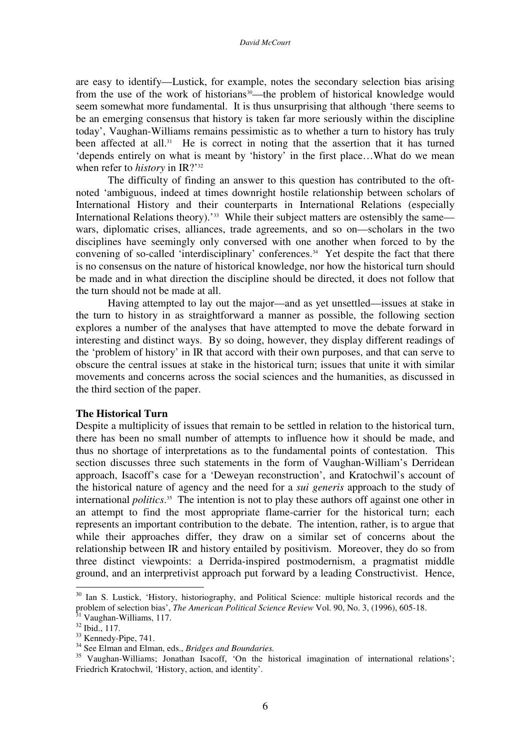are easy to identify—Lustick, for example, notes the secondary selection bias arising from the use of the work of historians[30]—the problem of historical knowledge would seem somewhat more fundamental. It is thus unsurprising that although 'there seems to be an emerging consensus that history is taken far more seriously within the discipline today', Vaughan-Williams remains pessimistic as to whether a turn to history has truly been affected at all.[31] He is correct in noting that the assertion that it has turned 'depends entirely on what is meant by 'history' in the first place…What do we mean when refer to *history* in IR?'[32]

The difficulty of finding an answer to this question has contributed to the oft-noted 'ambiguous, indeed at times downright hostile relationship between scholars of International History and their counterparts in International Relations (especially International Relations theory).'[33] While their subject matters are ostensibly the same—wars, diplomatic crises, alliances, trade agreements, and so on—scholars in the two disciplines have seemingly only conversed with one another when forced to by the convening of so-called 'interdisciplinary' conferences.[34] Yet despite the fact that there is no consensus on the nature of historical knowledge, nor how the historical turn should be made and in what direction the discipline should be directed, it does not follow that the turn should not be made at all.

Having attempted to lay out the major—and as yet unsettled—issues at stake in the turn to history in as straightforward a manner as possible, the following section explores a number of the analyses that have attempted to move the debate forward in interesting and distinct ways. By so doing, however, they display different readings of the 'problem of history' in IR that accord with their own purposes, and that can serve to obscure the central issues at stake in the historical turn; issues that unite it with similar movements and concerns across the social sciences and the humanities, as discussed in the third section of the paper.

**The Historical Turn**

Despite a multiplicity of issues that remain to be settled in relation to the historical turn, there has been no small number of attempts to influence how it should be made, and thus no shortage of interpretations as to the fundamental points of contestation. This section discusses three such statements in the form of Vaughan-William's Derridean approach, Isacoff's case for a 'Deweyan reconstruction', and Kratochwil's account of the historical nature of agency and the need for a *sui generis* approach to the study of international *politics*.[35] The intention is not to play these authors off against one other in an attempt to find the most appropriate flame-carrier for the historical turn; each represents an important contribution to the debate. The intention, rather, is to argue that while their approaches differ, they draw on a similar set of concerns about the relationship between IR and history entailed by positivism. Moreover, they do so from three distinct viewpoints: a Derrida-inspired postmodernism, a pragmatist middle ground, and an interpretivist approach put forward by a leading Constructivist. Hence,

---

[30] Ian S. Lustick, 'History, historiography, and Political Science: multiple historical records and the problem of selection bias', *The American Political Science Review* Vol. 90, No. 3, (1996), 605-18.

[31] Vaughan-Williams, 117.

[32] Ibid., 117.

[33] Kennedy-Pipe, 741.

[34] See Elman and Elman, eds., *Bridges and Boundaries.*

[35] Vaughan-Williams; Jonathan Isacoff, 'On the historical imagination of international relations'; Friedrich Kratochwil, 'History, action, and identity'.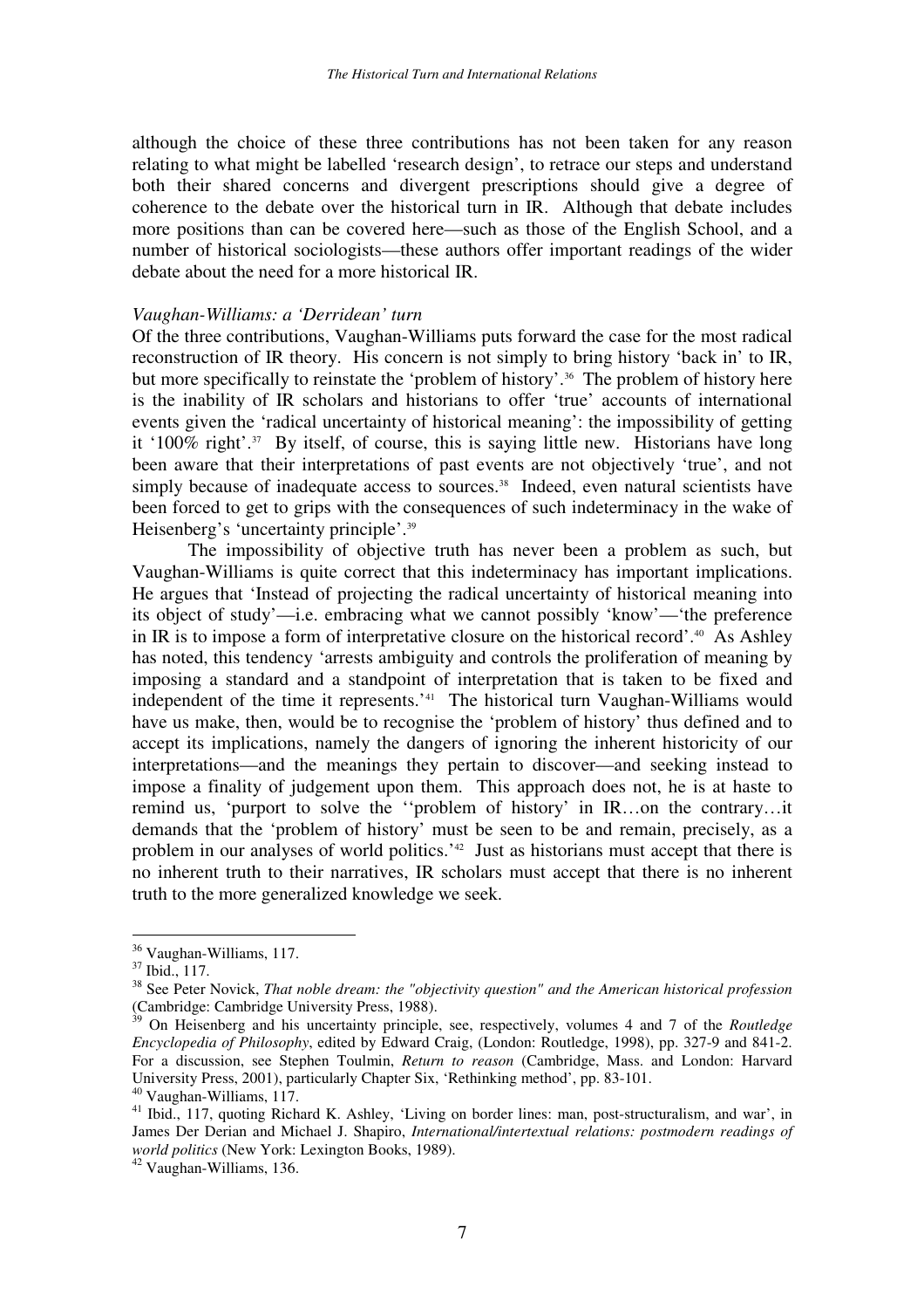although the choice of these three contributions has not been taken for any reason relating to what might be labelled 'research design', to retrace our steps and understand both their shared concerns and divergent prescriptions should give a degree of coherence to the debate over the historical turn in IR. Although that debate includes more positions than can be covered here—such as those of the English School, and a number of historical sociologists—these authors offer important readings of the wider debate about the need for a more historical IR.

*Vaughan-Williams: a 'Derridean' turn*

Of the three contributions, Vaughan-Williams puts forward the case for the most radical reconstruction of IR theory. His concern is not simply to bring history 'back in' to IR, but more specifically to reinstate the 'problem of history'.[36] The problem of history here is the inability of IR scholars and historians to offer 'true' accounts of international events given the 'radical uncertainty of historical meaning': the impossibility of getting it '100% right'.[37] By itself, of course, this is saying little new. Historians have long been aware that their interpretations of past events are not objectively 'true', and not simply because of inadequate access to sources.[38] Indeed, even natural scientists have been forced to get to grips with the consequences of such indeterminacy in the wake of Heisenberg's 'uncertainty principle'.[39]

The impossibility of objective truth has never been a problem as such, but Vaughan-Williams is quite correct that this indeterminacy has important implications. He argues that 'Instead of projecting the radical uncertainty of historical meaning into its object of study'—i.e. embracing what we cannot possibly 'know'—'the preference in IR is to impose a form of interpretative closure on the historical record'.[40] As Ashley has noted, this tendency 'arrests ambiguity and controls the proliferation of meaning by imposing a standard and a standpoint of interpretation that is taken to be fixed and independent of the time it represents.'[41] The historical turn Vaughan-Williams would have us make, then, would be to recognise the 'problem of history' thus defined and to accept its implications, namely the dangers of ignoring the inherent historicity of our interpretations—and the meanings they pertain to discover—and seeking instead to impose a finality of judgement upon them. This approach does not, he is at haste to remind us, 'purport to solve the ''problem of history' in IR…on the contrary…it demands that the 'problem of history' must be seen to be and remain, precisely, as a problem in our analyses of world politics.'[42] Just as historians must accept that there is no inherent truth to their narratives, IR scholars must accept that there is no inherent truth to the more generalized knowledge we seek.

---

[36] Vaughan-Williams, 117.

[37] Ibid., 117.

[38] See Peter Novick, *That noble dream: the "objectivity question" and the American historical profession* (Cambridge: Cambridge University Press, 1988).

[39] On Heisenberg and his uncertainty principle, see, respectively, volumes 4 and 7 of the *Routledge Encyclopedia of Philosophy*, edited by Edward Craig, (London: Routledge, 1998), pp. 327-9 and 841-2. For a discussion, see Stephen Toulmin, *Return to reason* (Cambridge, Mass. and London: Harvard University Press, 2001), particularly Chapter Six, 'Rethinking method', pp. 83-101.

[40] Vaughan-Williams, 117.

[41] Ibid., 117, quoting Richard K. Ashley, 'Living on border lines: man, post-structuralism, and war', in James Der Derian and Michael J. Shapiro, *International/intertextual relations: postmodern readings of world politics* (New York: Lexington Books, 1989).

[42] Vaughan-Williams, 136.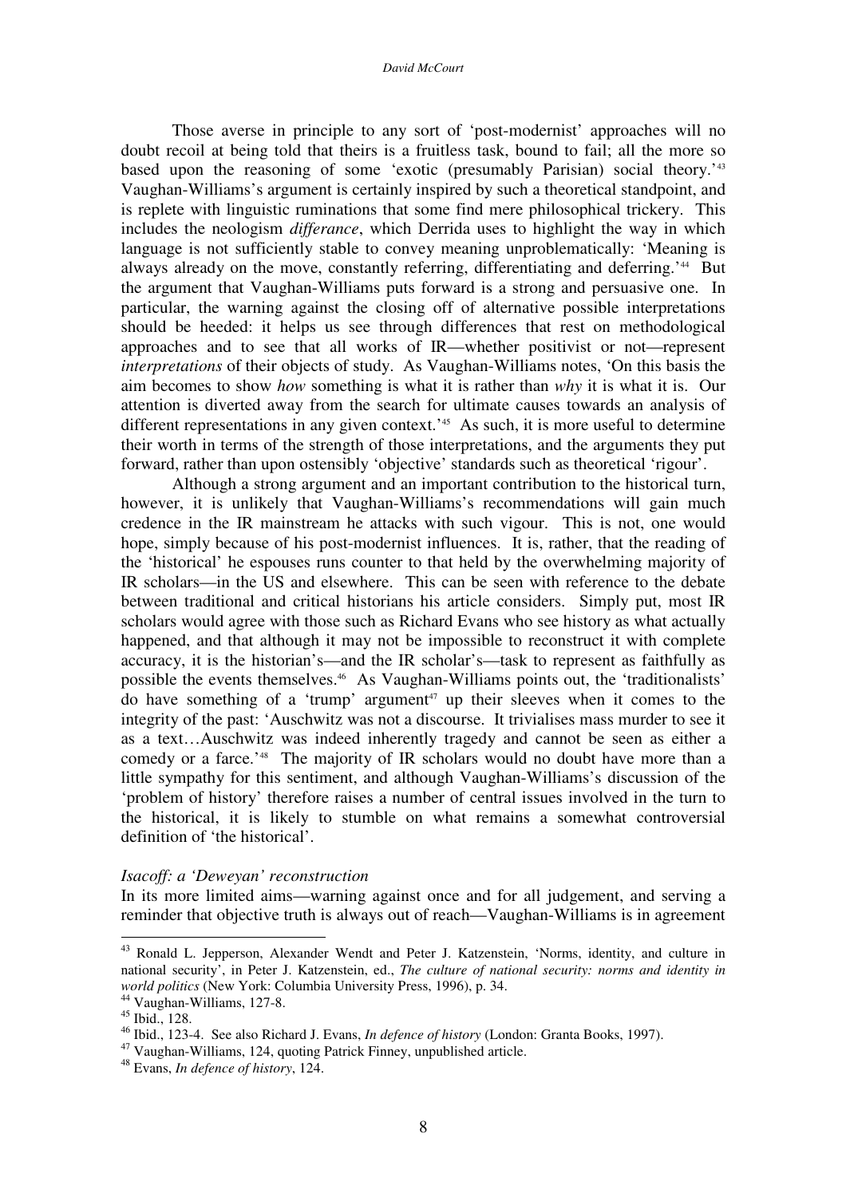Those averse in principle to any sort of 'post-modernist' approaches will no doubt recoil at being told that theirs is a fruitless task, bound to fail; all the more so based upon the reasoning of some 'exotic (presumably Parisian) social theory.'[43] Vaughan-Williams's argument is certainly inspired by such a theoretical standpoint, and is replete with linguistic ruminations that some find mere philosophical trickery. This includes the neologism *differance*, which Derrida uses to highlight the way in which language is not sufficiently stable to convey meaning unproblematically: 'Meaning is always already on the move, constantly referring, differentiating and deferring.'[44] But the argument that Vaughan-Williams puts forward is a strong and persuasive one. In particular, the warning against the closing off of alternative possible interpretations should be heeded: it helps us see through differences that rest on methodological approaches and to see that all works of IR—whether positivist or not—represent *interpretations* of their objects of study. As Vaughan-Williams notes, 'On this basis the aim becomes to show *how* something is what it is rather than *why* it is what it is. Our attention is diverted away from the search for ultimate causes towards an analysis of different representations in any given context.'[45] As such, it is more useful to determine their worth in terms of the strength of those interpretations, and the arguments they put forward, rather than upon ostensibly 'objective' standards such as theoretical 'rigour'.

Although a strong argument and an important contribution to the historical turn, however, it is unlikely that Vaughan-Williams's recommendations will gain much credence in the IR mainstream he attacks with such vigour. This is not, one would hope, simply because of his post-modernist influences. It is, rather, that the reading of the 'historical' he espouses runs counter to that held by the overwhelming majority of IR scholars—in the US and elsewhere. This can be seen with reference to the debate between traditional and critical historians his article considers. Simply put, most IR scholars would agree with those such as Richard Evans who see history as what actually happened, and that although it may not be impossible to reconstruct it with complete accuracy, it is the historian's—and the IR scholar's—task to represent as faithfully as possible the events themselves.[46] As Vaughan-Williams points out, the 'traditionalists' do have something of a 'trump' argument[47] up their sleeves when it comes to the integrity of the past: 'Auschwitz was not a discourse. It trivialises mass murder to see it as a text…Auschwitz was indeed inherently tragedy and cannot be seen as either a comedy or a farce.'[48] The majority of IR scholars would no doubt have more than a little sympathy for this sentiment, and although Vaughan-Williams's discussion of the 'problem of history' therefore raises a number of central issues involved in the turn to the historical, it is likely to stumble on what remains a somewhat controversial definition of 'the historical'.

*Isacoff: a 'Deweyan' reconstruction*

In its more limited aims—warning against once and for all judgement, and serving a reminder that objective truth is always out of reach—Vaughan-Williams is in agreement

---

[43] Ronald L. Jepperson, Alexander Wendt and Peter J. Katzenstein, 'Norms, identity, and culture in national security', in Peter J. Katzenstein, ed., *The culture of national security: norms and identity in world politics* (New York: Columbia University Press, 1996), p. 34.

[44] Vaughan-Williams, 127-8.

[45] Ibid., 128.

[46] Ibid., 123-4. See also Richard J. Evans, *In defence of history* (London: Granta Books, 1997).

[47] Vaughan-Williams, 124, quoting Patrick Finney, unpublished article.

[48] Evans, *In defence of history*, 124.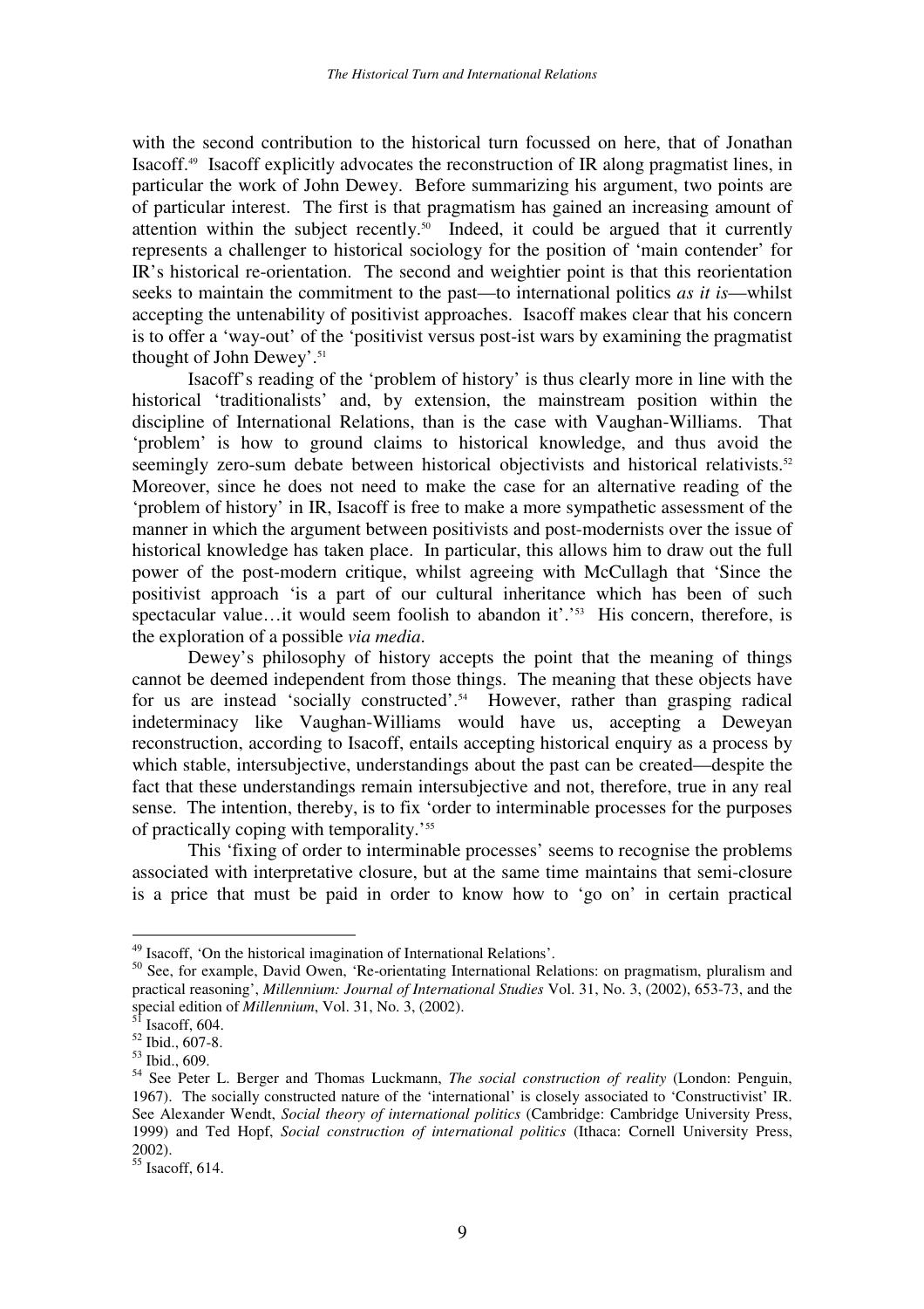with the second contribution to the historical turn focussed on here, that of Jonathan Isacoff.[49] Isacoff explicitly advocates the reconstruction of IR along pragmatist lines, in particular the work of John Dewey. Before summarizing his argument, two points are of particular interest. The first is that pragmatism has gained an increasing amount of attention within the subject recently.[50] Indeed, it could be argued that it currently represents a challenger to historical sociology for the position of 'main contender' for IR's historical re-orientation. The second and weightier point is that this reorientation seeks to maintain the commitment to the past—to international politics *as it is*—whilst accepting the untenability of positivist approaches. Isacoff makes clear that his concern is to offer a 'way-out' of the 'positivist versus post-ist wars by examining the pragmatist thought of John Dewey'.[51]

Isacoff's reading of the 'problem of history' is thus clearly more in line with the historical 'traditionalists' and, by extension, the mainstream position within the discipline of International Relations, than is the case with Vaughan-Williams. That 'problem' is how to ground claims to historical knowledge, and thus avoid the seemingly zero-sum debate between historical objectivists and historical relativists.[52] Moreover, since he does not need to make the case for an alternative reading of the 'problem of history' in IR, Isacoff is free to make a more sympathetic assessment of the manner in which the argument between positivists and post-modernists over the issue of historical knowledge has taken place. In particular, this allows him to draw out the full power of the post-modern critique, whilst agreeing with McCullagh that 'Since the positivist approach 'is a part of our cultural inheritance which has been of such spectacular value…it would seem foolish to abandon it'.'[53] His concern, therefore, is the exploration of a possible *via media*.

Dewey's philosophy of history accepts the point that the meaning of things cannot be deemed independent from those things. The meaning that these objects have for us are instead 'socially constructed'.[54] However, rather than grasping radical indeterminacy like Vaughan-Williams would have us, accepting a Deweyan reconstruction, according to Isacoff, entails accepting historical enquiry as a process by which stable, intersubjective, understandings about the past can be created—despite the fact that these understandings remain intersubjective and not, therefore, true in any real sense. The intention, thereby, is to fix 'order to interminable processes for the purposes of practically coping with temporality.'[55]

This 'fixing of order to interminable processes' seems to recognise the problems associated with interpretative closure, but at the same time maintains that semi-closure is a price that must be paid in order to know how to 'go on' in certain practical

---

[49] Isacoff, 'On the historical imagination of International Relations'.

[50] See, for example, David Owen, 'Re-orientating International Relations: on pragmatism, pluralism and practical reasoning', *Millennium: Journal of International Studies* Vol. 31, No. 3, (2002), 653-73, and the special edition of *Millennium*, Vol. 31, No. 3, (2002).

[51] Isacoff, 604.

[52] Ibid., 607-8.

[53] Ibid., 609.

[54] See Peter L. Berger and Thomas Luckmann, *The social construction of reality* (London: Penguin, 1967). The socially constructed nature of the 'international' is closely associated to 'Constructivist' IR. See Alexander Wendt, *Social theory of international politics* (Cambridge: Cambridge University Press, 1999) and Ted Hopf, *Social construction of international politics* (Ithaca: Cornell University Press, 2002).

[55] Isacoff, 614.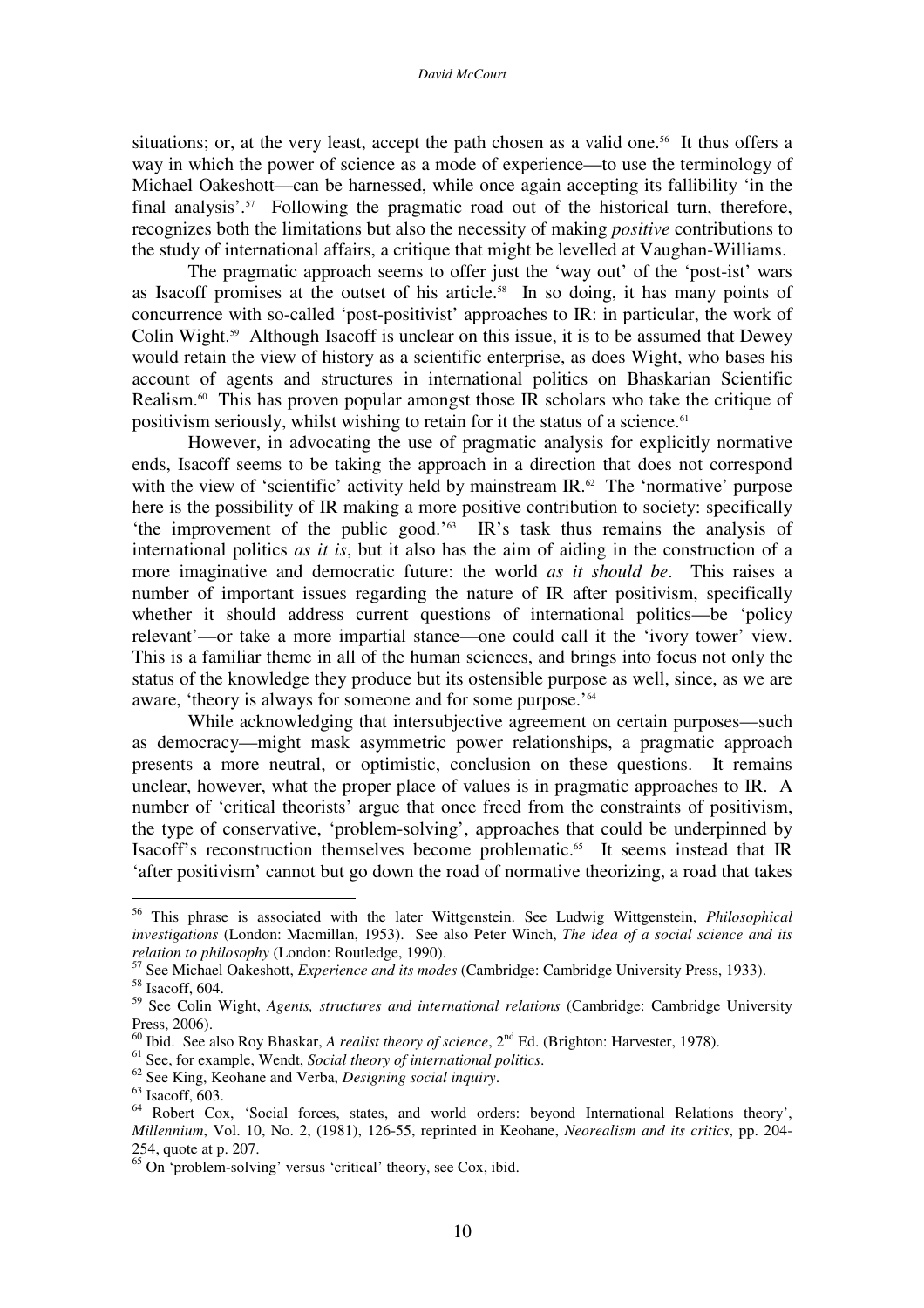situations; or, at the very least, accept the path chosen as a valid one.[56] It thus offers a way in which the power of science as a mode of experience—to use the terminology of Michael Oakeshott—can be harnessed, while once again accepting its fallibility 'in the final analysis'.[57] Following the pragmatic road out of the historical turn, therefore, recognizes both the limitations but also the necessity of making *positive* contributions to the study of international affairs, a critique that might be levelled at Vaughan-Williams.

The pragmatic approach seems to offer just the 'way out' of the 'post-ist' wars as Isacoff promises at the outset of his article.[58] In so doing, it has many points of concurrence with so-called 'post-positivist' approaches to IR: in particular, the work of Colin Wight.[59] Although Isacoff is unclear on this issue, it is to be assumed that Dewey would retain the view of history as a scientific enterprise, as does Wight, who bases his account of agents and structures in international politics on Bhaskarian Scientific Realism.[60] This has proven popular amongst those IR scholars who take the critique of positivism seriously, whilst wishing to retain for it the status of a science.[61]

However, in advocating the use of pragmatic analysis for explicitly normative ends, Isacoff seems to be taking the approach in a direction that does not correspond with the view of 'scientific' activity held by mainstream IR.[62] The 'normative' purpose here is the possibility of IR making a more positive contribution to society: specifically 'the improvement of the public good.'[63] IR's task thus remains the analysis of international politics *as it is*, but it also has the aim of aiding in the construction of a more imaginative and democratic future: the world *as it should be*. This raises a number of important issues regarding the nature of IR after positivism, specifically whether it should address current questions of international politics—be 'policy relevant'—or take a more impartial stance—one could call it the 'ivory tower' view. This is a familiar theme in all of the human sciences, and brings into focus not only the status of the knowledge they produce but its ostensible purpose as well, since, as we are aware, 'theory is always for someone and for some purpose.'[64]

While acknowledging that intersubjective agreement on certain purposes—such as democracy—might mask asymmetric power relationships, a pragmatic approach presents a more neutral, or optimistic, conclusion on these questions. It remains unclear, however, what the proper place of values is in pragmatic approaches to IR. A number of 'critical theorists' argue that once freed from the constraints of positivism, the type of conservative, 'problem-solving', approaches that could be underpinned by Isacoff's reconstruction themselves become problematic.[65] It seems instead that IR 'after positivism' cannot but go down the road of normative theorizing, a road that takes

---

[56] This phrase is associated with the later Wittgenstein. See Ludwig Wittgenstein, *Philosophical investigations* (London: Macmillan, 1953). See also Peter Winch, *The idea of a social science and its relation to philosophy* (London: Routledge, 1990).

[57] See Michael Oakeshott, *Experience and its modes* (Cambridge: Cambridge University Press, 1933).

[58] Isacoff, 604.

[59] See Colin Wight, *Agents, structures and international relations* (Cambridge: Cambridge University Press, 2006).

[60] Ibid. See also Roy Bhaskar, *A realist theory of science*, 2nd Ed. (Brighton: Harvester, 1978).

[61] See, for example, Wendt, *Social theory of international politics*.

[62] See King, Keohane and Verba, *Designing social inquiry*.

[63] Isacoff, 603.

[64] Robert Cox, 'Social forces, states, and world orders: beyond International Relations theory', *Millennium*, Vol. 10, No. 2, (1981), 126-55, reprinted in Keohane, *Neorealism and its critics*, pp. 204-254, quote at p. 207.

[65] On 'problem-solving' versus 'critical' theory, see Cox, ibid.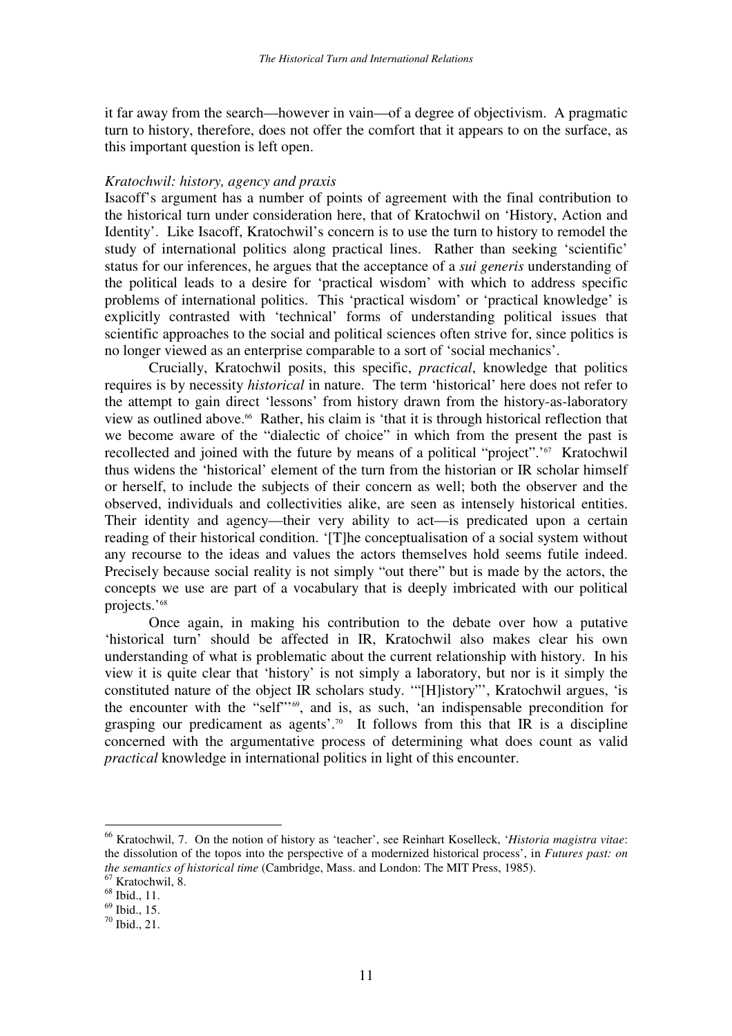it far away from the search—however in vain—of a degree of objectivism. A pragmatic turn to history, therefore, does not offer the comfort that it appears to on the surface, as this important question is left open.

*Kratochwil: history, agency and praxis*

Isacoff's argument has a number of points of agreement with the final contribution to the historical turn under consideration here, that of Kratochwil on 'History, Action and Identity'. Like Isacoff, Kratochwil's concern is to use the turn to history to remodel the study of international politics along practical lines. Rather than seeking 'scientific' status for our inferences, he argues that the acceptance of a *sui generis* understanding of the political leads to a desire for 'practical wisdom' with which to address specific problems of international politics. This 'practical wisdom' or 'practical knowledge' is explicitly contrasted with 'technical' forms of understanding political issues that scientific approaches to the social and political sciences often strive for, since politics is no longer viewed as an enterprise comparable to a sort of 'social mechanics'.

Crucially, Kratochwil posits, this specific, *practical*, knowledge that politics requires is by necessity *historical* in nature. The term 'historical' here does not refer to the attempt to gain direct 'lessons' from history drawn from the history-as-laboratory view as outlined above.[66] Rather, his claim is 'that it is through historical reflection that we become aware of the "dialectic of choice" in which from the present the past is recollected and joined with the future by means of a political "project".'[67] Kratochwil thus widens the 'historical' element of the turn from the historian or IR scholar himself or herself, to include the subjects of their concern as well; both the observer and the observed, individuals and collectivities alike, are seen as intensely historical entities. Their identity and agency—their very ability to act—is predicated upon a certain reading of their historical condition. '[T]he conceptualisation of a social system without any recourse to the ideas and values the actors themselves hold seems futile indeed. Precisely because social reality is not simply "out there" but is made by the actors, the concepts we use are part of a vocabulary that is deeply imbricated with our political projects.'[68]

Once again, in making his contribution to the debate over how a putative 'historical turn' should be affected in IR, Kratochwil also makes clear his own understanding of what is problematic about the current relationship with history. In his view it is quite clear that 'history' is not simply a laboratory, but nor is it simply the constituted nature of the object IR scholars study. '"[H]istory"', Kratochwil argues, 'is the encounter with the "self"'[69], and is, as such, 'an indispensable precondition for grasping our predicament as agents'.[70] It follows from this that IR is a discipline concerned with the argumentative process of determining what does count as valid *practical* knowledge in international politics in light of this encounter.

---

[66] Kratochwil, 7. On the notion of history as 'teacher', see Reinhart Koselleck, '*Historia magistra vitae*: the dissolution of the topos into the perspective of a modernized historical process', in *Futures past: on the semantics of historical time* (Cambridge, Mass. and London: The MIT Press, 1985).

[67] Kratochwil, 8.

[68] Ibid., 11.

[69] Ibid., 15.

[70] Ibid., 21.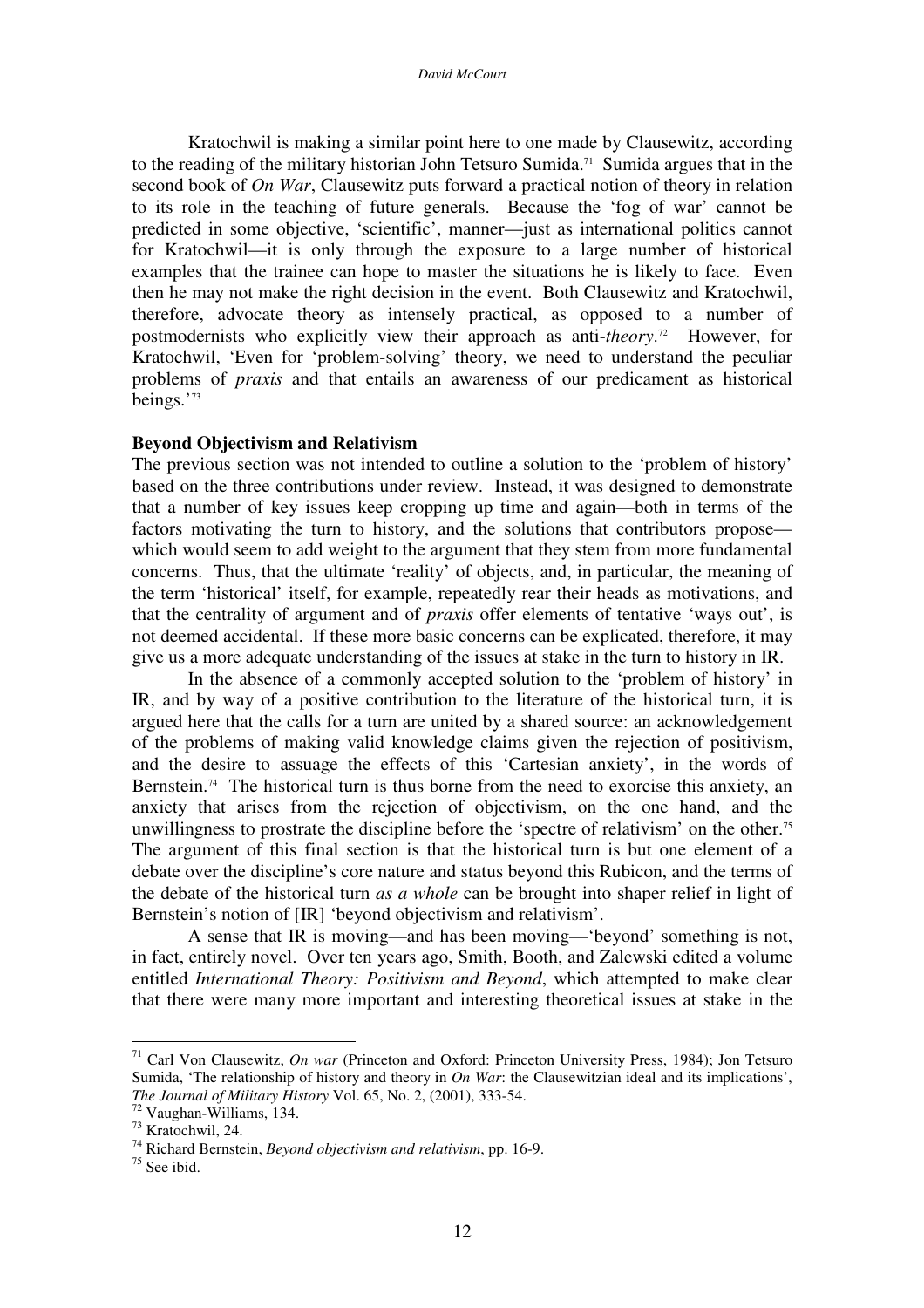Kratochwil is making a similar point here to one made by Clausewitz, according to the reading of the military historian John Tetsuro Sumida.[71] Sumida argues that in the second book of *On War*, Clausewitz puts forward a practical notion of theory in relation to its role in the teaching of future generals. Because the 'fog of war' cannot be predicted in some objective, 'scientific', manner—just as international politics cannot for Kratochwil—it is only through the exposure to a large number of historical examples that the trainee can hope to master the situations he is likely to face. Even then he may not make the right decision in the event. Both Clausewitz and Kratochwil, therefore, advocate theory as intensely practical, as opposed to a number of postmodernists who explicitly view their approach as anti-*theory*.[72] However, for Kratochwil, 'Even for 'problem-solving' theory, we need to understand the peculiar problems of *praxis* and that entails an awareness of our predicament as historical beings.'[73]

### Beyond Objectivism and Relativism

The previous section was not intended to outline a solution to the 'problem of history' based on the three contributions under review. Instead, it was designed to demonstrate that a number of key issues keep cropping up time and again—both in terms of the factors motivating the turn to history, and the solutions that contributors propose—which would seem to add weight to the argument that they stem from more fundamental concerns. Thus, that the ultimate 'reality' of objects, and, in particular, the meaning of the term 'historical' itself, for example, repeatedly rear their heads as motivations, and that the centrality of argument and of *praxis* offer elements of tentative 'ways out', is not deemed accidental. If these more basic concerns can be explicated, therefore, it may give us a more adequate understanding of the issues at stake in the turn to history in IR.

In the absence of a commonly accepted solution to the 'problem of history' in IR, and by way of a positive contribution to the literature of the historical turn, it is argued here that the calls for a turn are united by a shared source: an acknowledgement of the problems of making valid knowledge claims given the rejection of positivism, and the desire to assuage the effects of this 'Cartesian anxiety', in the words of Bernstein.[74] The historical turn is thus borne from the need to exorcise this anxiety, an anxiety that arises from the rejection of objectivism, on the one hand, and the unwillingness to prostrate the discipline before the 'spectre of relativism' on the other.[75] The argument of this final section is that the historical turn is but one element of a debate over the discipline's core nature and status beyond this Rubicon, and the terms of the debate of the historical turn *as a whole* can be brought into shaper relief in light of Bernstein's notion of [IR] 'beyond objectivism and relativism'.

A sense that IR is moving—and has been moving—'beyond' something is not, in fact, entirely novel. Over ten years ago, Smith, Booth, and Zalewski edited a volume entitled *International Theory: Positivism and Beyond*, which attempted to make clear that there were many more important and interesting theoretical issues at stake in the

---

[71] Carl Von Clausewitz, *On war* (Princeton and Oxford: Princeton University Press, 1984); Jon Tetsuro Sumida, 'The relationship of history and theory in *On War*: the Clausewitzian ideal and its implications', *The Journal of Military History* Vol. 65, No. 2, (2001), 333-54.

[72] Vaughan-Williams, 134.

[73] Kratochwil, 24.

[74] Richard Bernstein, *Beyond objectivism and relativism*, pp. 16-9.

[75] See ibid.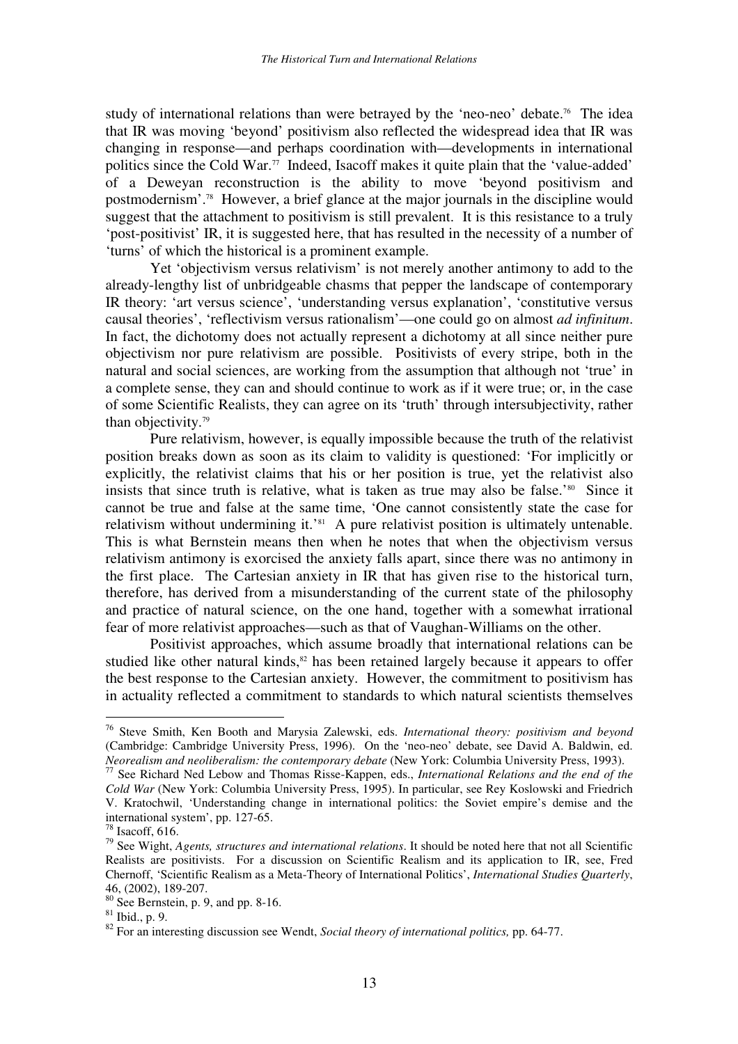study of international relations than were betrayed by the 'neo-neo' debate.[76] The idea that IR was moving 'beyond' positivism also reflected the widespread idea that IR was changing in response—and perhaps coordination with—developments in international politics since the Cold War.[77] Indeed, Isacoff makes it quite plain that the 'value-added' of a Deweyan reconstruction is the ability to move 'beyond positivism and postmodernism'.[78] However, a brief glance at the major journals in the discipline would suggest that the attachment to positivism is still prevalent. It is this resistance to a truly 'post-positivist' IR, it is suggested here, that has resulted in the necessity of a number of 'turns' of which the historical is a prominent example.

Yet 'objectivism versus relativism' is not merely another antimony to add to the already-lengthy list of unbridgeable chasms that pepper the landscape of contemporary IR theory: 'art versus science', 'understanding versus explanation', 'constitutive versus causal theories', 'reflectivism versus rationalism'—one could go on almost *ad infinitum*. In fact, the dichotomy does not actually represent a dichotomy at all since neither pure objectivism nor pure relativism are possible. Positivists of every stripe, both in the natural and social sciences, are working from the assumption that although not 'true' in a complete sense, they can and should continue to work as if it were true; or, in the case of some Scientific Realists, they can agree on its 'truth' through intersubjectivity, rather than objectivity.[79]

Pure relativism, however, is equally impossible because the truth of the relativist position breaks down as soon as its claim to validity is questioned: 'For implicitly or explicitly, the relativist claims that his or her position is true, yet the relativist also insists that since truth is relative, what is taken as true may also be false.'[80] Since it cannot be true and false at the same time, 'One cannot consistently state the case for relativism without undermining it.'[81] A pure relativist position is ultimately untenable. This is what Bernstein means then when he notes that when the objectivism versus relativism antimony is exorcised the anxiety falls apart, since there was no antimony in the first place. The Cartesian anxiety in IR that has given rise to the historical turn, therefore, has derived from a misunderstanding of the current state of the philosophy and practice of natural science, on the one hand, together with a somewhat irrational fear of more relativist approaches—such as that of Vaughan-Williams on the other.

Positivist approaches, which assume broadly that international relations can be studied like other natural kinds,[82] has been retained largely because it appears to offer the best response to the Cartesian anxiety. However, the commitment to positivism has in actuality reflected a commitment to standards to which natural scientists themselves

---

[76] Steve Smith, Ken Booth and Marysia Zalewski, eds. *International theory: positivism and beyond* (Cambridge: Cambridge University Press, 1996). On the 'neo-neo' debate, see David A. Baldwin, ed. *Neorealism and neoliberalism: the contemporary debate* (New York: Columbia University Press, 1993).

[77] See Richard Ned Lebow and Thomas Risse-Kappen, eds., *International Relations and the end of the Cold War* (New York: Columbia University Press, 1995). In particular, see Rey Koslowski and Friedrich V. Kratochwil, 'Understanding change in international politics: the Soviet empire's demise and the international system', pp. 127-65.

[78] Isacoff, 616.

[79] See Wight, *Agents, structures and international relations*. It should be noted here that not all Scientific Realists are positivists. For a discussion on Scientific Realism and its application to IR, see, Fred Chernoff, 'Scientific Realism as a Meta-Theory of International Politics', *International Studies Quarterly*, 46, (2002), 189-207.

[80] See Bernstein, p. 9, and pp. 8-16.

[81] Ibid., p. 9.

[82] For an interesting discussion see Wendt, *Social theory of international politics,* pp. 64-77.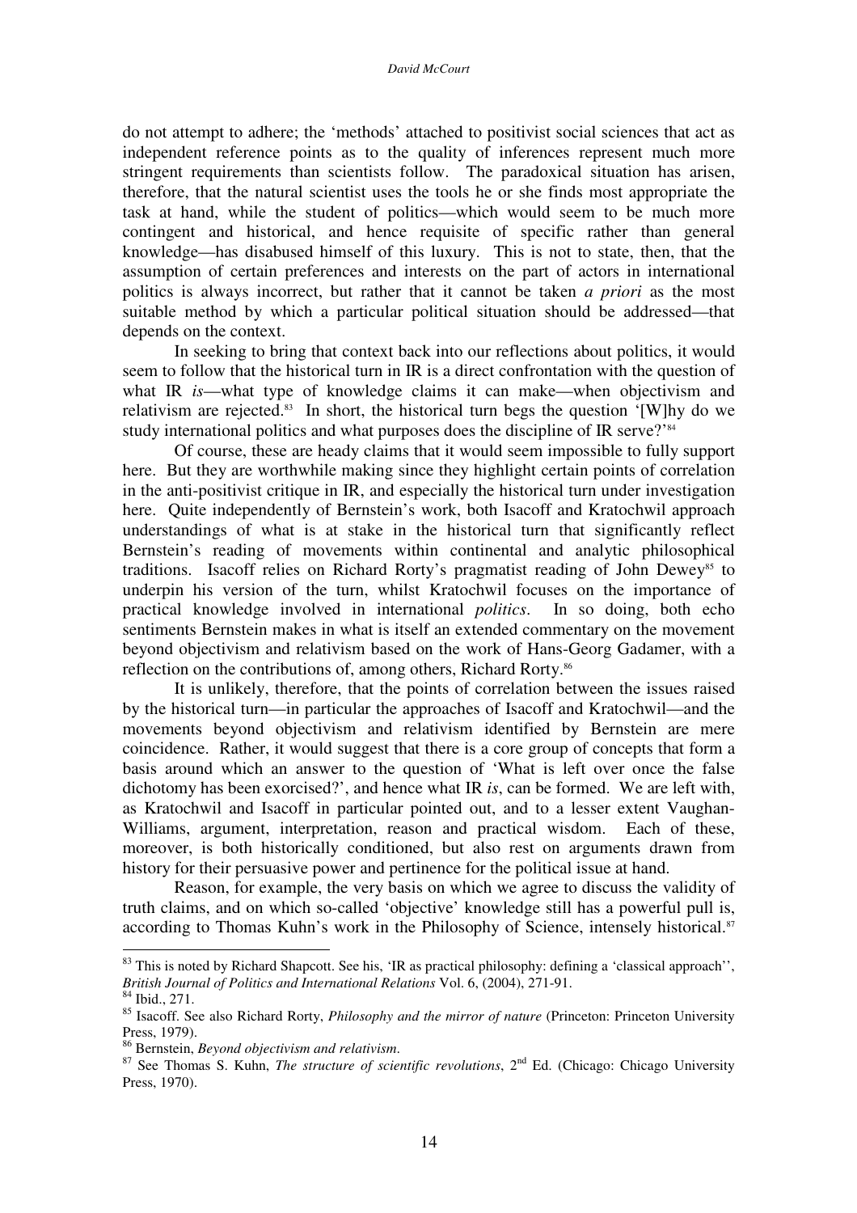do not attempt to adhere; the 'methods' attached to positivist social sciences that act as independent reference points as to the quality of inferences represent much more stringent requirements than scientists follow. The paradoxical situation has arisen, therefore, that the natural scientist uses the tools he or she finds most appropriate the task at hand, while the student of politics—which would seem to be much more contingent and historical, and hence requisite of specific rather than general knowledge—has disabused himself of this luxury. This is not to state, then, that the assumption of certain preferences and interests on the part of actors in international politics is always incorrect, but rather that it cannot be taken *a priori* as the most suitable method by which a particular political situation should be addressed—that depends on the context.

In seeking to bring that context back into our reflections about politics, it would seem to follow that the historical turn in IR is a direct confrontation with the question of what IR *is*—what type of knowledge claims it can make—when objectivism and relativism are rejected.[83] In short, the historical turn begs the question '[W]hy do we study international politics and what purposes does the discipline of IR serve?'[84]

Of course, these are heady claims that it would seem impossible to fully support here. But they are worthwhile making since they highlight certain points of correlation in the anti-positivist critique in IR, and especially the historical turn under investigation here. Quite independently of Bernstein's work, both Isacoff and Kratochwil approach understandings of what is at stake in the historical turn that significantly reflect Bernstein's reading of movements within continental and analytic philosophical traditions. Isacoff relies on Richard Rorty's pragmatist reading of John Dewey[85] to underpin his version of the turn, whilst Kratochwil focuses on the importance of practical knowledge involved in international *politics*. In so doing, both echo sentiments Bernstein makes in what is itself an extended commentary on the movement beyond objectivism and relativism based on the work of Hans-Georg Gadamer, with a reflection on the contributions of, among others, Richard Rorty.[86]

It is unlikely, therefore, that the points of correlation between the issues raised by the historical turn—in particular the approaches of Isacoff and Kratochwil—and the movements beyond objectivism and relativism identified by Bernstein are mere coincidence. Rather, it would suggest that there is a core group of concepts that form a basis around which an answer to the question of 'What is left over once the false dichotomy has been exorcised?', and hence what IR *is*, can be formed. We are left with, as Kratochwil and Isacoff in particular pointed out, and to a lesser extent Vaughan-Williams, argument, interpretation, reason and practical wisdom. Each of these, moreover, is both historically conditioned, but also rest on arguments drawn from history for their persuasive power and pertinence for the political issue at hand.

Reason, for example, the very basis on which we agree to discuss the validity of truth claims, and on which so-called 'objective' knowledge still has a powerful pull is, according to Thomas Kuhn's work in the Philosophy of Science, intensely historical.[87]

---

[83] This is noted by Richard Shapcott. See his, 'IR as practical philosophy: defining a 'classical approach'', *British Journal of Politics and International Relations* Vol. 6, (2004), 271-91.

[84] Ibid., 271.

[85] Isacoff. See also Richard Rorty, *Philosophy and the mirror of nature* (Princeton: Princeton University Press, 1979).

[86] Bernstein, *Beyond objectivism and relativism*.

[87] See Thomas S. Kuhn, *The structure of scientific revolutions*, 2nd Ed. (Chicago: Chicago University Press, 1970).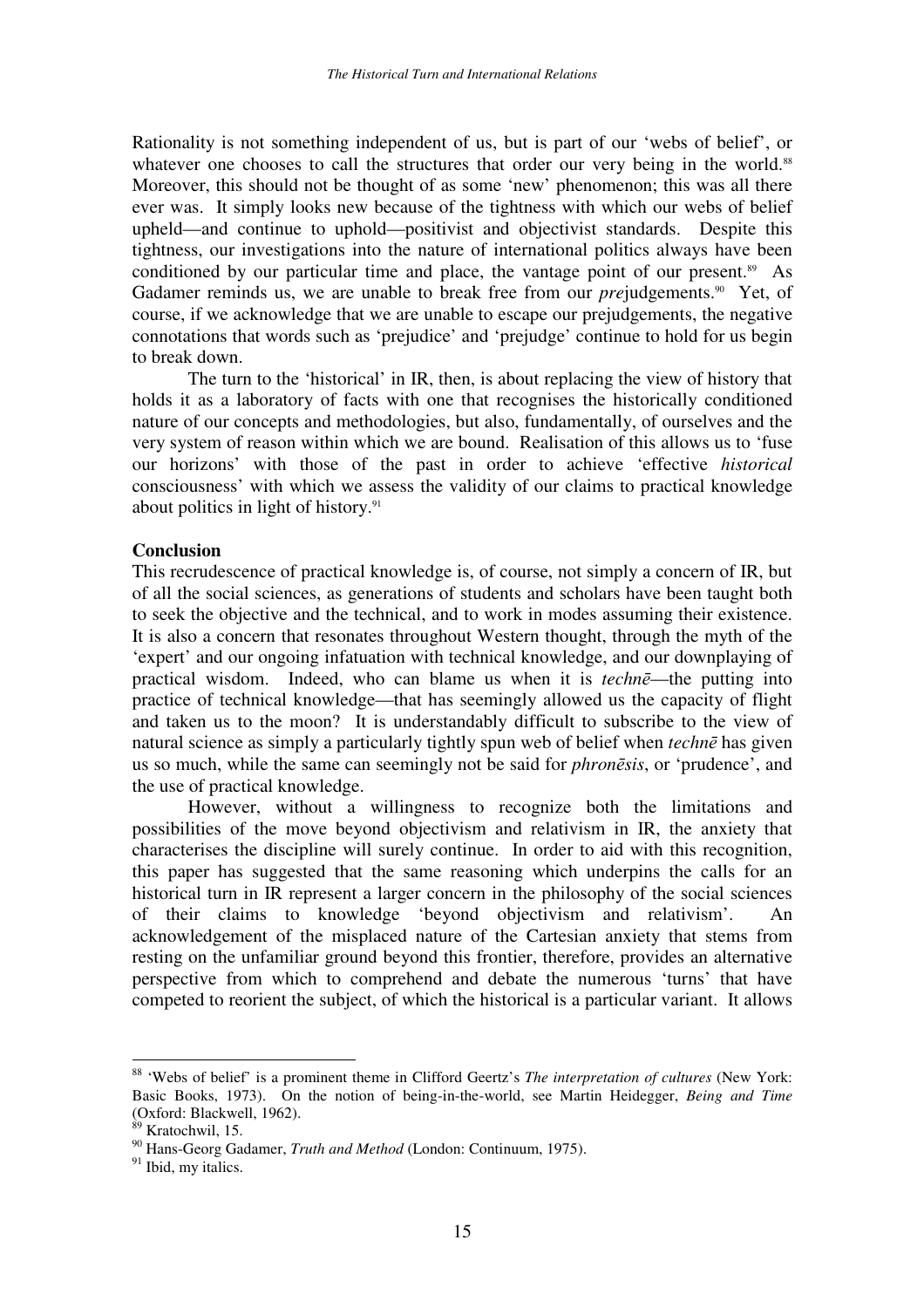Rationality is not something independent of us, but is part of our 'webs of belief', or whatever one chooses to call the structures that order our very being in the world.[88] Moreover, this should not be thought of as some 'new' phenomenon; this was all there ever was. It simply looks new because of the tightness with which our webs of belief upheld—and continue to uphold—positivist and objectivist standards. Despite this tightness, our investigations into the nature of international politics always have been conditioned by our particular time and place, the vantage point of our present.[89] As Gadamer reminds us, we are unable to break free from our *pre*judgements.[90] Yet, of course, if we acknowledge that we are unable to escape our prejudgements, the negative connotations that words such as 'prejudice' and 'prejudge' continue to hold for us begin to break down.

The turn to the 'historical' in IR, then, is about replacing the view of history that holds it as a laboratory of facts with one that recognises the historically conditioned nature of our concepts and methodologies, but also, fundamentally, of ourselves and the very system of reason within which we are bound. Realisation of this allows us to 'fuse our horizons' with those of the past in order to achieve 'effective *historical* consciousness' with which we assess the validity of our claims to practical knowledge about politics in light of history.[91]

**Conclusion**

This recrudescence of practical knowledge is, of course, not simply a concern of IR, but of all the social sciences, as generations of students and scholars have been taught both to seek the objective and the technical, and to work in modes assuming their existence. It is also a concern that resonates throughout Western thought, through the myth of the 'expert' and our ongoing infatuation with technical knowledge, and our downplaying of practical wisdom. Indeed, who can blame us when it is *technē*—the putting into practice of technical knowledge—that has seemingly allowed us the capacity of flight and taken us to the moon? It is understandably difficult to subscribe to the view of natural science as simply a particularly tightly spun web of belief when *technē* has given us so much, while the same can seemingly not be said for *phronēsis*, or 'prudence', and the use of practical knowledge.

However, without a willingness to recognize both the limitations and possibilities of the move beyond objectivism and relativism in IR, the anxiety that characterises the discipline will surely continue. In order to aid with this recognition, this paper has suggested that the same reasoning which underpins the calls for an historical turn in IR represent a larger concern in the philosophy of the social sciences of their claims to knowledge 'beyond objectivism and relativism'. An acknowledgement of the misplaced nature of the Cartesian anxiety that stems from resting on the unfamiliar ground beyond this frontier, therefore, provides an alternative perspective from which to comprehend and debate the numerous 'turns' that have competed to reorient the subject, of which the historical is a particular variant. It allows

---

[88] 'Webs of belief' is a prominent theme in Clifford Geertz's *The interpretation of cultures* (New York: Basic Books, 1973). On the notion of being-in-the-world, see Martin Heidegger, *Being and Time* (Oxford: Blackwell, 1962).

[89] Kratochwil, 15.

[90] Hans-Georg Gadamer, *Truth and Method* (London: Continuum, 1975).

[91] Ibid, my italics.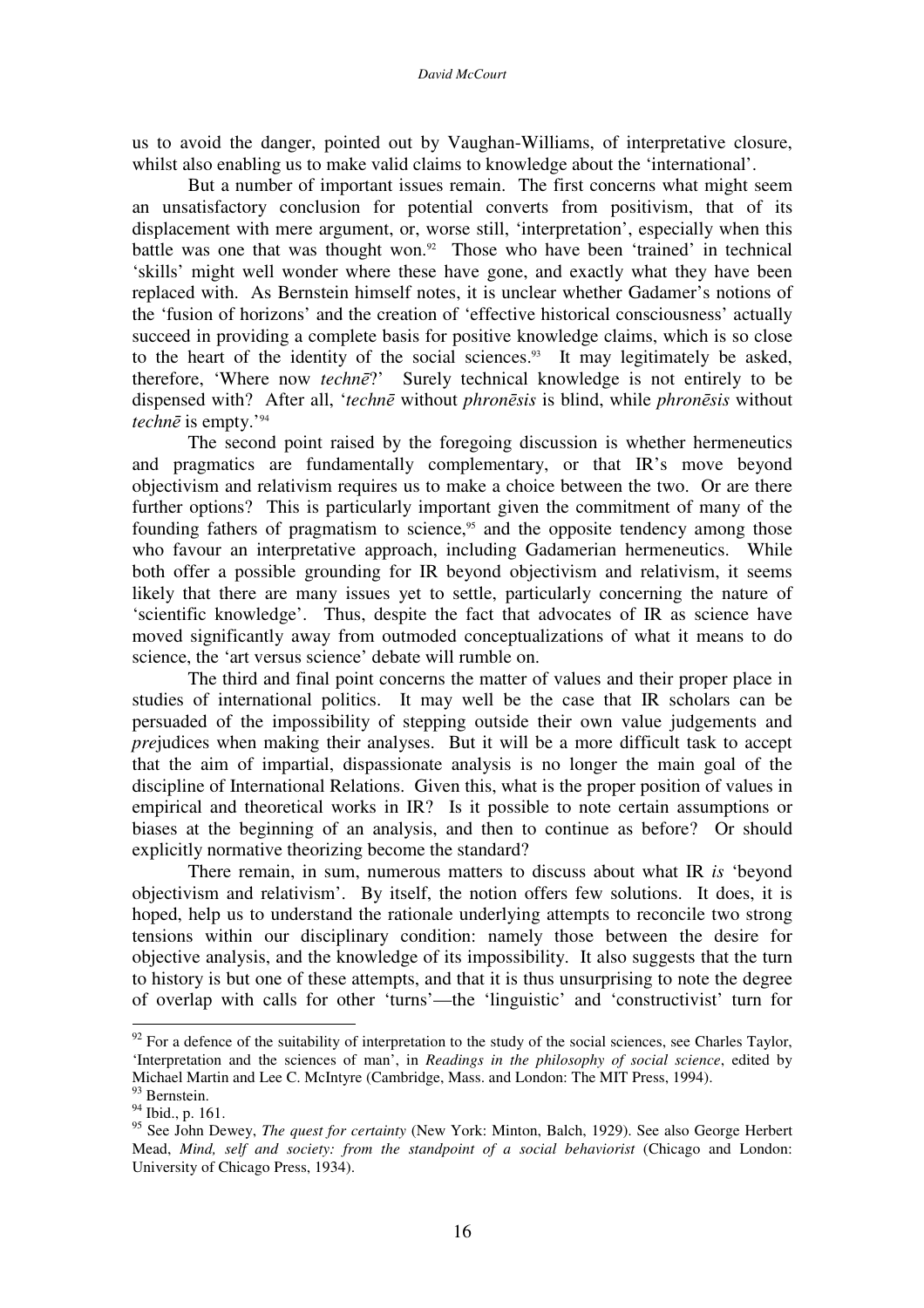us to avoid the danger, pointed out by Vaughan-Williams, of interpretative closure, whilst also enabling us to make valid claims to knowledge about the 'international'.

But a number of important issues remain. The first concerns what might seem an unsatisfactory conclusion for potential converts from positivism, that of its displacement with mere argument, or, worse still, 'interpretation', especially when this battle was one that was thought won.[92] Those who have been 'trained' in technical 'skills' might well wonder where these have gone, and exactly what they have been replaced with. As Bernstein himself notes, it is unclear whether Gadamer's notions of the 'fusion of horizons' and the creation of 'effective historical consciousness' actually succeed in providing a complete basis for positive knowledge claims, which is so close to the heart of the identity of the social sciences.[93] It may legitimately be asked, therefore, 'Where now *technē*?' Surely technical knowledge is not entirely to be dispensed with? After all, '*technē* without *phronēsis* is blind, while *phronēsis* without *technē* is empty.'[94]

The second point raised by the foregoing discussion is whether hermeneutics and pragmatics are fundamentally complementary, or that IR's move beyond objectivism and relativism requires us to make a choice between the two. Or are there further options? This is particularly important given the commitment of many of the founding fathers of pragmatism to science,[95] and the opposite tendency among those who favour an interpretative approach, including Gadamerian hermeneutics. While both offer a possible grounding for IR beyond objectivism and relativism, it seems likely that there are many issues yet to settle, particularly concerning the nature of 'scientific knowledge'. Thus, despite the fact that advocates of IR as science have moved significantly away from outmoded conceptualizations of what it means to do science, the 'art versus science' debate will rumble on.

The third and final point concerns the matter of values and their proper place in studies of international politics. It may well be the case that IR scholars can be persuaded of the impossibility of stepping outside their own value judgements and *pre*judices when making their analyses. But it will be a more difficult task to accept that the aim of impartial, dispassionate analysis is no longer the main goal of the discipline of International Relations. Given this, what is the proper position of values in empirical and theoretical works in IR? Is it possible to note certain assumptions or biases at the beginning of an analysis, and then to continue as before? Or should explicitly normative theorizing become the standard?

There remain, in sum, numerous matters to discuss about what IR *is* 'beyond objectivism and relativism'. By itself, the notion offers few solutions. It does, it is hoped, help us to understand the rationale underlying attempts to reconcile two strong tensions within our disciplinary condition: namely those between the desire for objective analysis, and the knowledge of its impossibility. It also suggests that the turn to history is but one of these attempts, and that it is thus unsurprising to note the degree of overlap with calls for other 'turns'—the 'linguistic' and 'constructivist' turn for

---

[92] For a defence of the suitability of interpretation to the study of the social sciences, see Charles Taylor, 'Interpretation and the sciences of man', in *Readings in the philosophy of social science*, edited by Michael Martin and Lee C. McIntyre (Cambridge, Mass. and London: The MIT Press, 1994).

[93] Bernstein.

[94] Ibid., p. 161.

[95] See John Dewey, *The quest for certainty* (New York: Minton, Balch, 1929). See also George Herbert Mead, *Mind, self and society: from the standpoint of a social behaviorist* (Chicago and London: University of Chicago Press, 1934).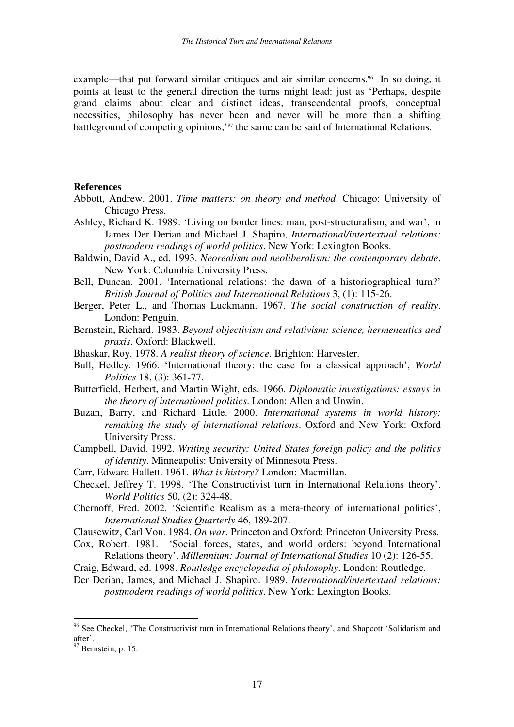example—that put forward similar critiques and air similar concerns.[96] In so doing, it points at least to the general direction the turns might lead: just as 'Perhaps, despite grand claims about clear and distinct ideas, transcendental proofs, conceptual necessities, philosophy has never been and never will be more than a shifting battleground of competing opinions,'[97] the same can be said of International Relations.

**References**

Abbott, Andrew. 2001. *Time matters: on theory and method*. Chicago: University of Chicago Press.

Ashley, Richard K. 1989. 'Living on border lines: man, post-structuralism, and war', in James Der Derian and Michael J. Shapiro, *International/intertextual relations: postmodern readings of world politics*. New York: Lexington Books.

Baldwin, David A., ed. 1993. *Neorealism and neoliberalism: the contemporary debate*. New York: Columbia University Press.

Bell, Duncan. 2001. 'International relations: the dawn of a historiographical turn?' *British Journal of Politics and International Relations* 3, (1): 115-26.

Berger, Peter L., and Thomas Luckmann. 1967. *The social construction of reality*. London: Penguin.

Bernstein, Richard. 1983. *Beyond objectivism and relativism: science, hermeneutics and praxis*. Oxford: Blackwell.

Bhaskar, Roy. 1978. *A realist theory of science*. Brighton: Harvester.

Bull, Hedley. 1966. 'International theory: the case for a classical approach', *World Politics* 18, (3): 361-77.

Butterfield, Herbert, and Martin Wight, eds. 1966. *Diplomatic investigations: essays in the theory of international politics*. London: Allen and Unwin.

Buzan, Barry, and Richard Little. 2000. *International systems in world history: remaking the study of international relations*. Oxford and New York: Oxford University Press.

Campbell, David. 1992. *Writing security: United States foreign policy and the politics of identity*. Minneapolis: University of Minnesota Press.

Carr, Edward Hallett. 1961. *What is history?* London: Macmillan.

Checkel, Jeffrey T. 1998. 'The Constructivist turn in International Relations theory'. *World Politics* 50, (2): 324-48.

Chernoff, Fred. 2002. 'Scientific Realism as a meta-theory of international politics', *International Studies Quarterly* 46, 189-207.

Clausewitz, Carl Von. 1984. *On war*. Princeton and Oxford: Princeton University Press.

Cox, Robert. 1981. 'Social forces, states, and world orders: beyond International Relations theory'. *Millennium: Journal of International Studies* 10 (2): 126-55.

Craig, Edward, ed. 1998. *Routledge encyclopedia of philosophy*. London: Routledge.

Der Derian, James, and Michael J. Shapiro. 1989. *International/intertextual relations: postmodern readings of world politics*. New York: Lexington Books.

---

[96] See Checkel, 'The Constructivist turn in International Relations theory', and Shapcott 'Solidarism and after'.

[97] Bernstein, p. 15.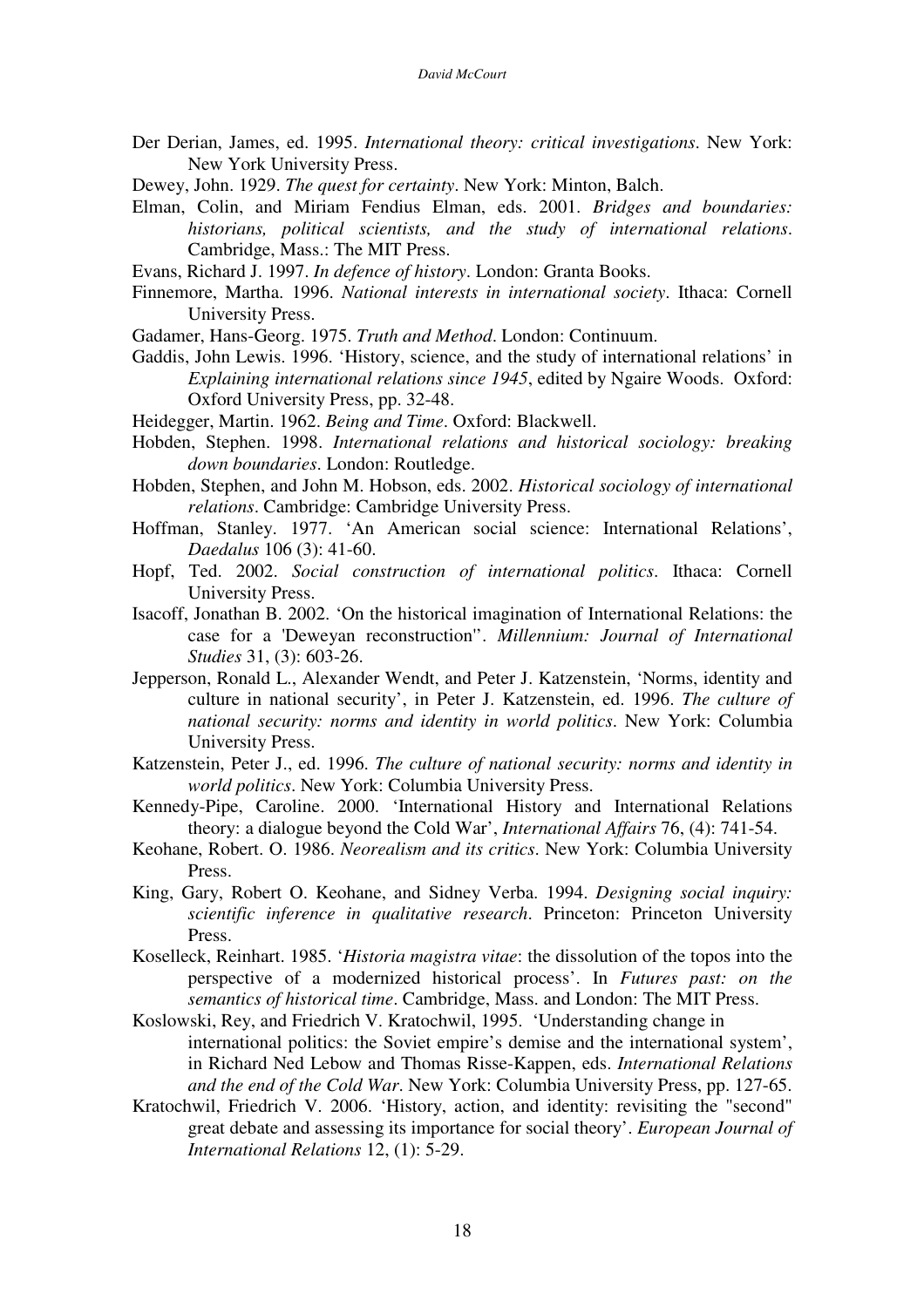Der Derian, James, ed. 1995. *International theory: critical investigations*. New York: New York University Press.

Dewey, John. 1929. *The quest for certainty*. New York: Minton, Balch.

Elman, Colin, and Miriam Fendius Elman, eds. 2001. *Bridges and boundaries: historians, political scientists, and the study of international relations*. Cambridge, Mass.: The MIT Press.

Evans, Richard J. 1997. *In defence of history*. London: Granta Books.

Finnemore, Martha. 1996. *National interests in international society*. Ithaca: Cornell University Press.

Gadamer, Hans-Georg. 1975. *Truth and Method*. London: Continuum.

Gaddis, John Lewis. 1996. 'History, science, and the study of international relations' in *Explaining international relations since 1945*, edited by Ngaire Woods. Oxford: Oxford University Press, pp. 32-48.

Heidegger, Martin. 1962. *Being and Time*. Oxford: Blackwell.

Hobden, Stephen. 1998. *International relations and historical sociology: breaking down boundaries*. London: Routledge.

Hobden, Stephen, and John M. Hobson, eds. 2002. *Historical sociology of international relations*. Cambridge: Cambridge University Press.

Hoffman, Stanley. 1977. 'An American social science: International Relations', *Daedalus* 106 (3): 41-60.

Hopf, Ted. 2002. *Social construction of international politics*. Ithaca: Cornell University Press.

Isacoff, Jonathan B. 2002. 'On the historical imagination of International Relations: the case for a 'Deweyan reconstruction''. *Millennium: Journal of International Studies* 31, (3): 603-26.

Jepperson, Ronald L., Alexander Wendt, and Peter J. Katzenstein, 'Norms, identity and culture in national security', in Peter J. Katzenstein, ed. 1996. *The culture of national security: norms and identity in world politics*. New York: Columbia University Press.

Katzenstein, Peter J., ed. 1996. *The culture of national security: norms and identity in world politics*. New York: Columbia University Press.

Kennedy-Pipe, Caroline. 2000. 'International History and International Relations theory: a dialogue beyond the Cold War', *International Affairs* 76, (4): 741-54.

Keohane, Robert. O. 1986. *Neorealism and its critics*. New York: Columbia University Press.

King, Gary, Robert O. Keohane, and Sidney Verba. 1994. *Designing social inquiry: scientific inference in qualitative research*. Princeton: Princeton University Press.

Koselleck, Reinhart. 1985. '*Historia magistra vitae*: the dissolution of the topos into the perspective of a modernized historical process'. In *Futures past: on the semantics of historical time*. Cambridge, Mass. and London: The MIT Press.

Koslowski, Rey, and Friedrich V. Kratochwil, 1995. 'Understanding change in international politics: the Soviet empire's demise and the international system', in Richard Ned Lebow and Thomas Risse-Kappen, eds. *International Relations and the end of the Cold War*. New York: Columbia University Press, pp. 127-65.

Kratochwil, Friedrich V. 2006. 'History, action, and identity: revisiting the "second" great debate and assessing its importance for social theory'. *European Journal of International Relations* 12, (1): 5-29.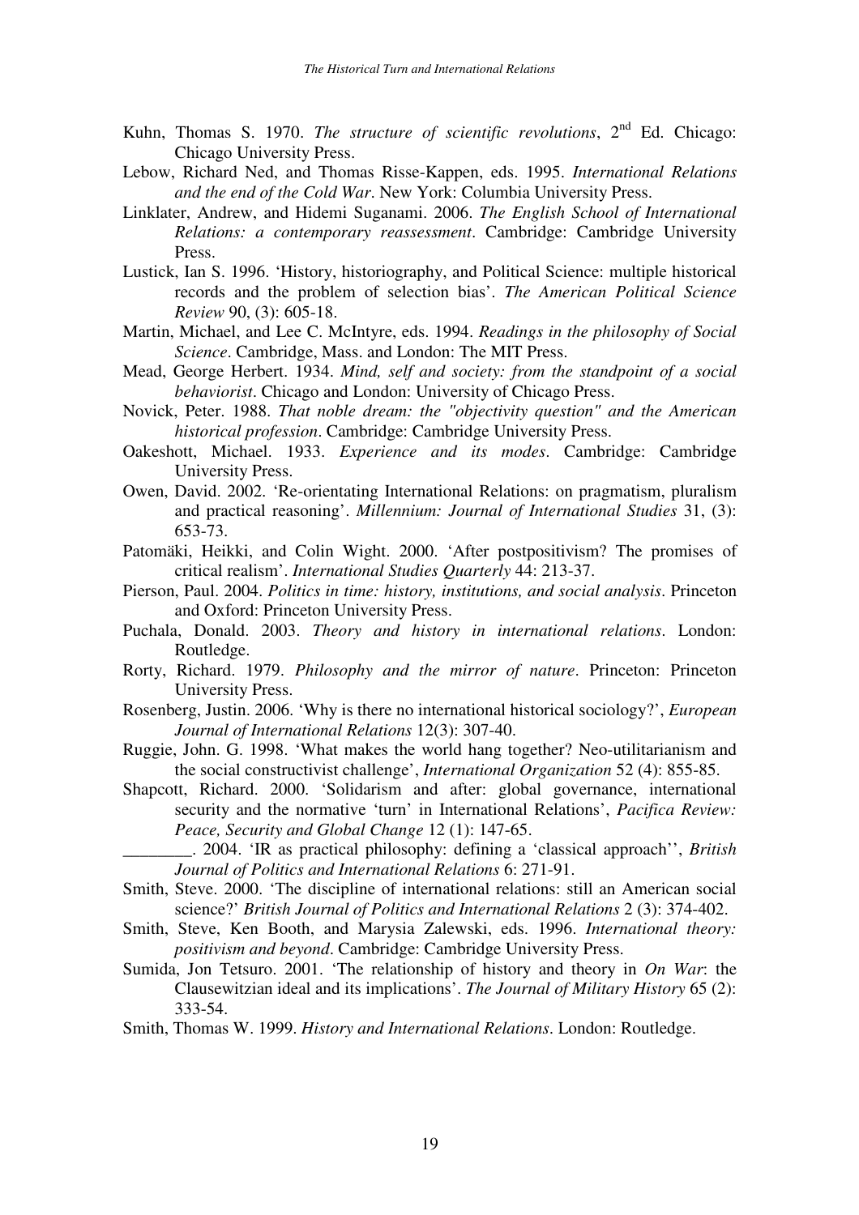Kuhn, Thomas S. 1970. *The structure of scientific revolutions*, 2nd Ed. Chicago: Chicago University Press.

Lebow, Richard Ned, and Thomas Risse-Kappen, eds. 1995. *International Relations and the end of the Cold War*. New York: Columbia University Press.

Linklater, Andrew, and Hidemi Suganami. 2006. *The English School of International Relations: a contemporary reassessment*. Cambridge: Cambridge University Press.

Lustick, Ian S. 1996. 'History, historiography, and Political Science: multiple historical records and the problem of selection bias'. *The American Political Science Review* 90, (3): 605-18.

Martin, Michael, and Lee C. McIntyre, eds. 1994. *Readings in the philosophy of Social Science*. Cambridge, Mass. and London: The MIT Press.

Mead, George Herbert. 1934. *Mind, self and society: from the standpoint of a social behaviorist*. Chicago and London: University of Chicago Press.

Novick, Peter. 1988. *That noble dream: the "objectivity question" and the American historical profession*. Cambridge: Cambridge University Press.

Oakeshott, Michael. 1933. *Experience and its modes*. Cambridge: Cambridge University Press.

Owen, David. 2002. 'Re-orientating International Relations: on pragmatism, pluralism and practical reasoning'. *Millennium: Journal of International Studies* 31, (3): 653-73.

Patomäki, Heikki, and Colin Wight. 2000. 'After postpositivism? The promises of critical realism'. *International Studies Quarterly* 44: 213-37.

Pierson, Paul. 2004. *Politics in time: history, institutions, and social analysis*. Princeton and Oxford: Princeton University Press.

Puchala, Donald. 2003. *Theory and history in international relations*. London: Routledge.

Rorty, Richard. 1979. *Philosophy and the mirror of nature*. Princeton: Princeton University Press.

Rosenberg, Justin. 2006. 'Why is there no international historical sociology?', *European Journal of International Relations* 12(3): 307-40.

Ruggie, John. G. 1998. 'What makes the world hang together? Neo-utilitarianism and the social constructivist challenge', *International Organization* 52 (4): 855-85.

Shapcott, Richard. 2000. 'Solidarism and after: global governance, international security and the normative 'turn' in International Relations', *Pacifica Review: Peace, Security and Global Change* 12 (1): 147-65.

________. 2004. 'IR as practical philosophy: defining a 'classical approach'', *British Journal of Politics and International Relations* 6: 271-91.

Smith, Steve. 2000. 'The discipline of international relations: still an American social science?' *British Journal of Politics and International Relations* 2 (3): 374-402.

Smith, Steve, Ken Booth, and Marysia Zalewski, eds. 1996. *International theory: positivism and beyond*. Cambridge: Cambridge University Press.

Sumida, Jon Tetsuro. 2001. 'The relationship of history and theory in *On War*: the Clausewitzian ideal and its implications'. *The Journal of Military History* 65 (2): 333-54.

Smith, Thomas W. 1999. *History and International Relations*. London: Routledge.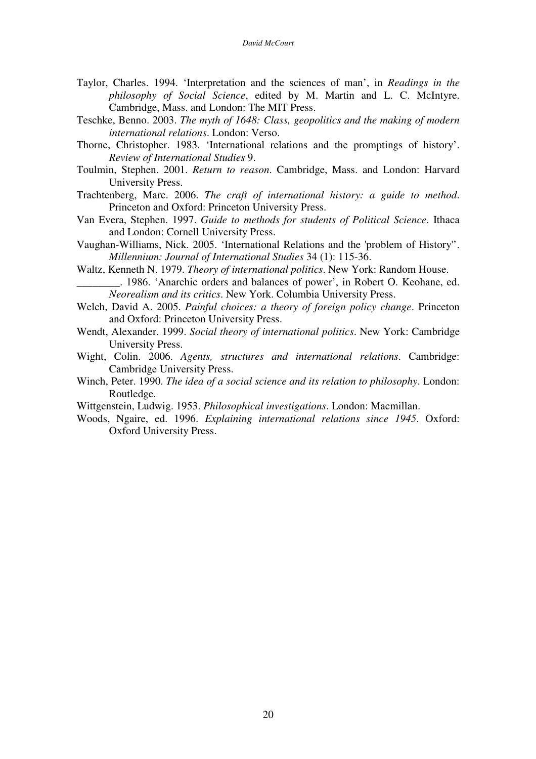Taylor, Charles. 1994. 'Interpretation and the sciences of man', in *Readings in the philosophy of Social Science*, edited by M. Martin and L. C. McIntyre. Cambridge, Mass. and London: The MIT Press.

Teschke, Benno. 2003. *The myth of 1648: Class, geopolitics and the making of modern international relations*. London: Verso.

Thorne, Christopher. 1983. 'International relations and the promptings of history'. *Review of International Studies* 9.

Toulmin, Stephen. 2001. *Return to reason*. Cambridge, Mass. and London: Harvard University Press.

Trachtenberg, Marc. 2006. *The craft of international history: a guide to method*. Princeton and Oxford: Princeton University Press.

Van Evera, Stephen. 1997. *Guide to methods for students of Political Science*. Ithaca and London: Cornell University Press.

Vaughan-Williams, Nick. 2005. 'International Relations and the 'problem of History''. *Millennium: Journal of International Studies* 34 (1): 115-36.

Waltz, Kenneth N. 1979. *Theory of international politics*. New York: Random House.

________. 1986. 'Anarchic orders and balances of power', in Robert O. Keohane, ed. *Neorealism and its critics*. New York. Columbia University Press.

Welch, David A. 2005. *Painful choices: a theory of foreign policy change*. Princeton and Oxford: Princeton University Press.

Wendt, Alexander. 1999. *Social theory of international politics*. New York: Cambridge University Press.

Wight, Colin. 2006. *Agents, structures and international relations*. Cambridge: Cambridge University Press.

Winch, Peter. 1990. *The idea of a social science and its relation to philosophy*. London: Routledge.

Wittgenstein, Ludwig. 1953. *Philosophical investigations*. London: Macmillan.

Woods, Ngaire, ed. 1996. *Explaining international relations since 1945*. Oxford: Oxford University Press.